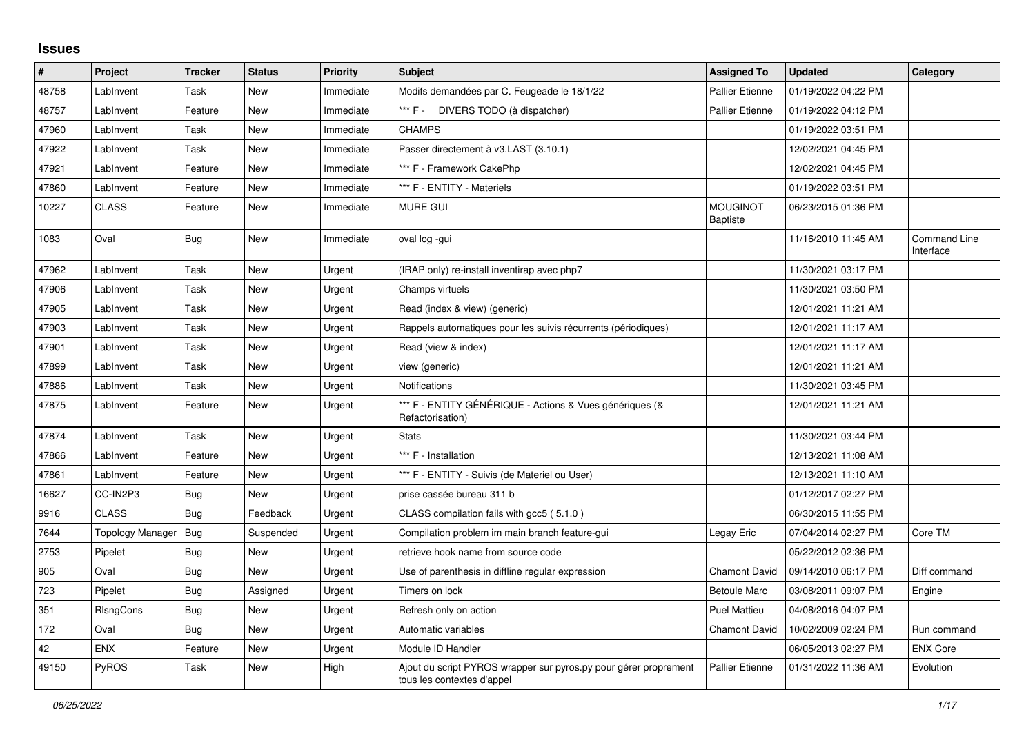# Issues

| # | Project | Tracker | Status | Priority | Subject | Assigned To | Updated | Category |
|---|---|---|---|---|---|---|---|---|
| 48758 | LabInvent | Task | New | Immediate | Modifs demandées par C. Feugeade le 18/1/22 | Pallier Etienne | 01/19/2022 04:22 PM | |
| 48757 | LabInvent | Feature | New | Immediate | *** F - DIVERS TODO (à dispatcher) | Pallier Etienne | 01/19/2022 04:12 PM | |
| 47960 | LabInvent | Task | New | Immediate | CHAMPS | | 01/19/2022 03:51 PM | |
| 47922 | LabInvent | Task | New | Immediate | Passer directement à v3.LAST (3.10.1) | | 12/02/2021 04:45 PM | |
| 47921 | LabInvent | Feature | New | Immediate | *** F - Framework CakePhp | | 12/02/2021 04:45 PM | |
| 47860 | LabInvent | Feature | New | Immediate | *** F - ENTITY - Materiels | | 01/19/2022 03:51 PM | |
| 10227 | CLASS | Feature | New | Immediate | MURE GUI | MOUGINOT Baptiste | 06/23/2015 01:36 PM | |
| 1083 | Oval | Bug | New | Immediate | oval log -gui | | 11/16/2010 11:45 AM | Command Line Interface |
| 47962 | LabInvent | Task | New | Urgent | (IRAP only) re-install inventirap avec php7 | | 11/30/2021 03:17 PM | |
| 47906 | LabInvent | Task | New | Urgent | Champs virtuels | | 11/30/2021 03:50 PM | |
| 47905 | LabInvent | Task | New | Urgent | Read (index & view) (generic) | | 12/01/2021 11:21 AM | |
| 47903 | LabInvent | Task | New | Urgent | Rappels automatiques pour les suivis récurrents (périodiques) | | 12/01/2021 11:17 AM | |
| 47901 | LabInvent | Task | New | Urgent | Read (view & index) | | 12/01/2021 11:17 AM | |
| 47899 | LabInvent | Task | New | Urgent | view (generic) | | 12/01/2021 11:21 AM | |
| 47886 | LabInvent | Task | New | Urgent | Notifications | | 11/30/2021 03:45 PM | |
| 47875 | LabInvent | Feature | New | Urgent | *** F - ENTITY GÉNÉRIQUE - Actions & Vues génériques (& Refactorisation) | | 12/01/2021 11:21 AM | |
| 47874 | LabInvent | Task | New | Urgent | Stats | | 11/30/2021 03:44 PM | |
| 47866 | LabInvent | Feature | New | Urgent | *** F - Installation | | 12/13/2021 11:08 AM | |
| 47861 | LabInvent | Feature | New | Urgent | *** F - ENTITY - Suivis (de Materiel ou User) | | 12/13/2021 11:10 AM | |
| 16627 | CC-IN2P3 | Bug | New | Urgent | prise cassée bureau 311 b | | 01/12/2017 02:27 PM | |
| 9916 | CLASS | Bug | Feedback | Urgent | CLASS compilation fails with gcc5 ( 5.1.0 ) | | 06/30/2015 11:55 PM | |
| 7644 | Topology Manager | Bug | Suspended | Urgent | Compilation problem im main branch feature-gui | Legay Eric | 07/04/2014 02:27 PM | Core TM |
| 2753 | Pipelet | Bug | New | Urgent | retrieve hook name from source code | | 05/22/2012 02:36 PM | |
| 905 | Oval | Bug | New | Urgent | Use of parenthesis in diffline regular expression | Chamont David | 09/14/2010 06:17 PM | Diff command |
| 723 | Pipelet | Bug | Assigned | Urgent | Timers on lock | Betoule Marc | 03/08/2011 09:07 PM | Engine |
| 351 | RIsngCons | Bug | New | Urgent | Refresh only on action | Puel Mattieu | 04/08/2016 04:07 PM | |
| 172 | Oval | Bug | New | Urgent | Automatic variables | Chamont David | 10/02/2009 02:24 PM | Run command |
| 42 | ENX | Feature | New | Urgent | Module ID Handler | | 06/05/2013 02:27 PM | ENX Core |
| 49150 | PyROS | Task | New | High | Ajout du script PYROS wrapper sur pyros.py pour gérer proprement tous les contextes d'appel | Pallier Etienne | 01/31/2022 11:36 AM | Evolution |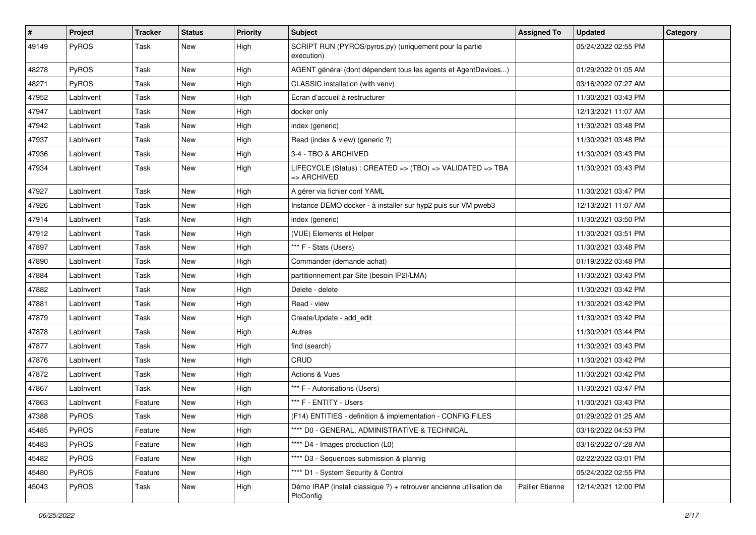| # | Project | Tracker | Status | Priority | Subject | Assigned To | Updated | Category |
|---|---|---|---|---|---|---|---|---|
| 49149 | PyROS | Task | New | High | SCRIPT RUN (PYROS/pyros.py) (uniquement pour la partie execution) | | 05/24/2022 02:55 PM | |
| 48278 | PyROS | Task | New | High | AGENT général (dont dépendent tous les agents et AgentDevices...) | | 01/29/2022 01:05 AM | |
| 48271 | PyROS | Task | New | High | CLASSIC installation (with venv) | | 03/16/2022 07:27 AM | |
| 47952 | LabInvent | Task | New | High | Ecran d'accueil à restructurer | | 11/30/2021 03:43 PM | |
| 47947 | LabInvent | Task | New | High | docker only | | 12/13/2021 11:07 AM | |
| 47942 | LabInvent | Task | New | High | index (generic) | | 11/30/2021 03:48 PM | |
| 47937 | LabInvent | Task | New | High | Read (index & view) (generic ?) | | 11/30/2021 03:48 PM | |
| 47936 | LabInvent | Task | New | High | 3-4 - TBO & ARCHIVED | | 11/30/2021 03:43 PM | |
| 47934 | LabInvent | Task | New | High | LIFECYCLE (Status) : CREATED => (TBO) => VALIDATED => TBA => ARCHIVED | | 11/30/2021 03:43 PM | |
| 47927 | LabInvent | Task | New | High | A gérer via fichier conf YAML | | 11/30/2021 03:47 PM | |
| 47926 | LabInvent | Task | New | High | Instance DEMO docker - à installer sur hyp2 puis sur VM pweb3 | | 12/13/2021 11:07 AM | |
| 47914 | LabInvent | Task | New | High | index (generic) | | 11/30/2021 03:50 PM | |
| 47912 | LabInvent | Task | New | High | (VUE) Elements et Helper | | 11/30/2021 03:51 PM | |
| 47897 | LabInvent | Task | New | High | *** F - Stats (Users) | | 11/30/2021 03:48 PM | |
| 47890 | LabInvent | Task | New | High | Commander (demande achat) | | 01/19/2022 03:48 PM | |
| 47884 | LabInvent | Task | New | High | partitionnement par Site (besoin IP2I/LMA) | | 11/30/2021 03:43 PM | |
| 47882 | LabInvent | Task | New | High | Delete - delete | | 11/30/2021 03:42 PM | |
| 47881 | LabInvent | Task | New | High | Read - view | | 11/30/2021 03:42 PM | |
| 47879 | LabInvent | Task | New | High | Create/Update - add_edit | | 11/30/2021 03:42 PM | |
| 47878 | LabInvent | Task | New | High | Autres | | 11/30/2021 03:44 PM | |
| 47877 | LabInvent | Task | New | High | find (search) | | 11/30/2021 03:43 PM | |
| 47876 | LabInvent | Task | New | High | CRUD | | 11/30/2021 03:42 PM | |
| 47872 | LabInvent | Task | New | High | Actions & Vues | | 11/30/2021 03:42 PM | |
| 47867 | LabInvent | Task | New | High | *** F - Autorisations (Users) | | 11/30/2021 03:47 PM | |
| 47863 | LabInvent | Feature | New | High | *** F - ENTITY - Users | | 11/30/2021 03:43 PM | |
| 47388 | PyROS | Task | New | High | (F14) ENTITIES - definition & implementation - CONFIG FILES | | 01/29/2022 01:25 AM | |
| 45485 | PyROS | Feature | New | High | **** D0 - GENERAL, ADMINISTRATIVE & TECHNICAL | | 03/16/2022 04:53 PM | |
| 45483 | PyROS | Feature | New | High | **** D4 - Images production (L0) | | 03/16/2022 07:28 AM | |
| 45482 | PyROS | Feature | New | High | **** D3 - Sequences submission & plannig | | 02/22/2022 03:01 PM | |
| 45480 | PyROS | Feature | New | High | **** D1 - System Security & Control | | 05/24/2022 02:55 PM | |
| 45043 | PyROS | Task | New | High | Démo IRAP (install classique ?) + retrouver ancienne utilisation de PlcConfig | Pallier Etienne | 12/14/2021 12:00 PM | |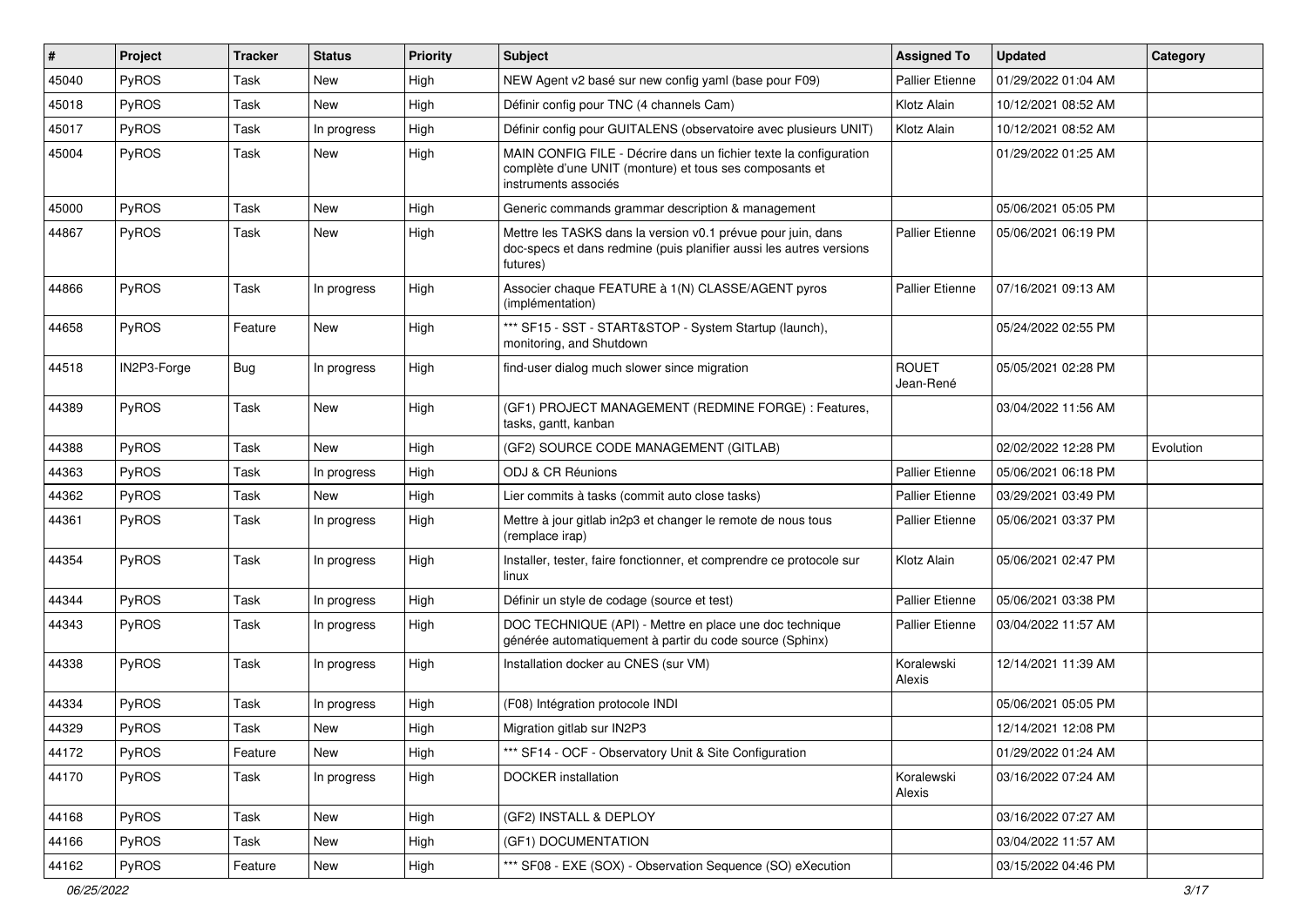| # | Project | Tracker | Status | Priority | Subject | Assigned To | Updated | Category |
|---|---|---|---|---|---|---|---|---|
| 45040 | PyROS | Task | New | High | NEW Agent v2 basé sur new config yaml (base pour F09) | Pallier Etienne | 01/29/2022 01:04 AM | |
| 45018 | PyROS | Task | New | High | Définir config pour TNC (4 channels Cam) | Klotz Alain | 10/12/2021 08:52 AM | |
| 45017 | PyROS | Task | In progress | High | Définir config pour GUITALENS (observatoire avec plusieurs UNIT) | Klotz Alain | 10/12/2021 08:52 AM | |
| 45004 | PyROS | Task | New | High | MAIN CONFIG FILE - Décrire dans un fichier texte la configuration complète d'une UNIT (monture) et tous ses composants et instruments associés | | 01/29/2022 01:25 AM | |
| 45000 | PyROS | Task | New | High | Generic commands grammar description & management | | 05/06/2021 05:05 PM | |
| 44867 | PyROS | Task | New | High | Mettre les TASKS dans la version v0.1 prévue pour juin, dans doc-specs et dans redmine (puis planifier aussi les autres versions futures) | Pallier Etienne | 05/06/2021 06:19 PM | |
| 44866 | PyROS | Task | In progress | High | Associer chaque FEATURE à 1(N) CLASSE/AGENT pyros (implémentation) | Pallier Etienne | 07/16/2021 09:13 AM | |
| 44658 | PyROS | Feature | New | High | *** SF15 - SST - START&STOP - System Startup (launch), monitoring, and Shutdown | | 05/24/2022 02:55 PM | |
| 44518 | IN2P3-Forge | Bug | In progress | High | find-user dialog much slower since migration | ROUET Jean-René | 05/05/2021 02:28 PM | |
| 44389 | PyROS | Task | New | High | (GF1) PROJECT MANAGEMENT (REDMINE FORGE) : Features, tasks, gantt, kanban | | 03/04/2022 11:56 AM | |
| 44388 | PyROS | Task | New | High | (GF2) SOURCE CODE MANAGEMENT (GITLAB) | | 02/02/2022 12:28 PM | Evolution |
| 44363 | PyROS | Task | In progress | High | ODJ & CR Réunions | Pallier Etienne | 05/06/2021 06:18 PM | |
| 44362 | PyROS | Task | New | High | Lier commits à tasks (commit auto close tasks) | Pallier Etienne | 03/29/2021 03:49 PM | |
| 44361 | PyROS | Task | In progress | High | Mettre à jour gitlab in2p3 et changer le remote de nous tous (remplace irap) | Pallier Etienne | 05/06/2021 03:37 PM | |
| 44354 | PyROS | Task | In progress | High | Installer, tester, faire fonctionner, et comprendre ce protocole sur linux | Klotz Alain | 05/06/2021 02:47 PM | |
| 44344 | PyROS | Task | In progress | High | Définir un style de codage (source et test) | Pallier Etienne | 05/06/2021 03:38 PM | |
| 44343 | PyROS | Task | In progress | High | DOC TECHNIQUE (API) - Mettre en place une doc technique générée automatiquement à partir du code source (Sphinx) | Pallier Etienne | 03/04/2022 11:57 AM | |
| 44338 | PyROS | Task | In progress | High | Installation docker au CNES (sur VM) | Koralewski Alexis | 12/14/2021 11:39 AM | |
| 44334 | PyROS | Task | In progress | High | (F08) Intégration protocole INDI | | 05/06/2021 05:05 PM | |
| 44329 | PyROS | Task | New | High | Migration gitlab sur IN2P3 | | 12/14/2021 12:08 PM | |
| 44172 | PyROS | Feature | New | High | *** SF14 - OCF - Observatory Unit & Site Configuration | | 01/29/2022 01:24 AM | |
| 44170 | PyROS | Task | In progress | High | DOCKER installation | Koralewski Alexis | 03/16/2022 07:24 AM | |
| 44168 | PyROS | Task | New | High | (GF2) INSTALL & DEPLOY | | 03/16/2022 07:27 AM | |
| 44166 | PyROS | Task | New | High | (GF1) DOCUMENTATION | | 03/04/2022 11:57 AM | |
| 44162 | PyROS | Feature | New | High | *** SF08 - EXE (SOX) - Observation Sequence (SO) eXecution | | 03/15/2022 04:46 PM | |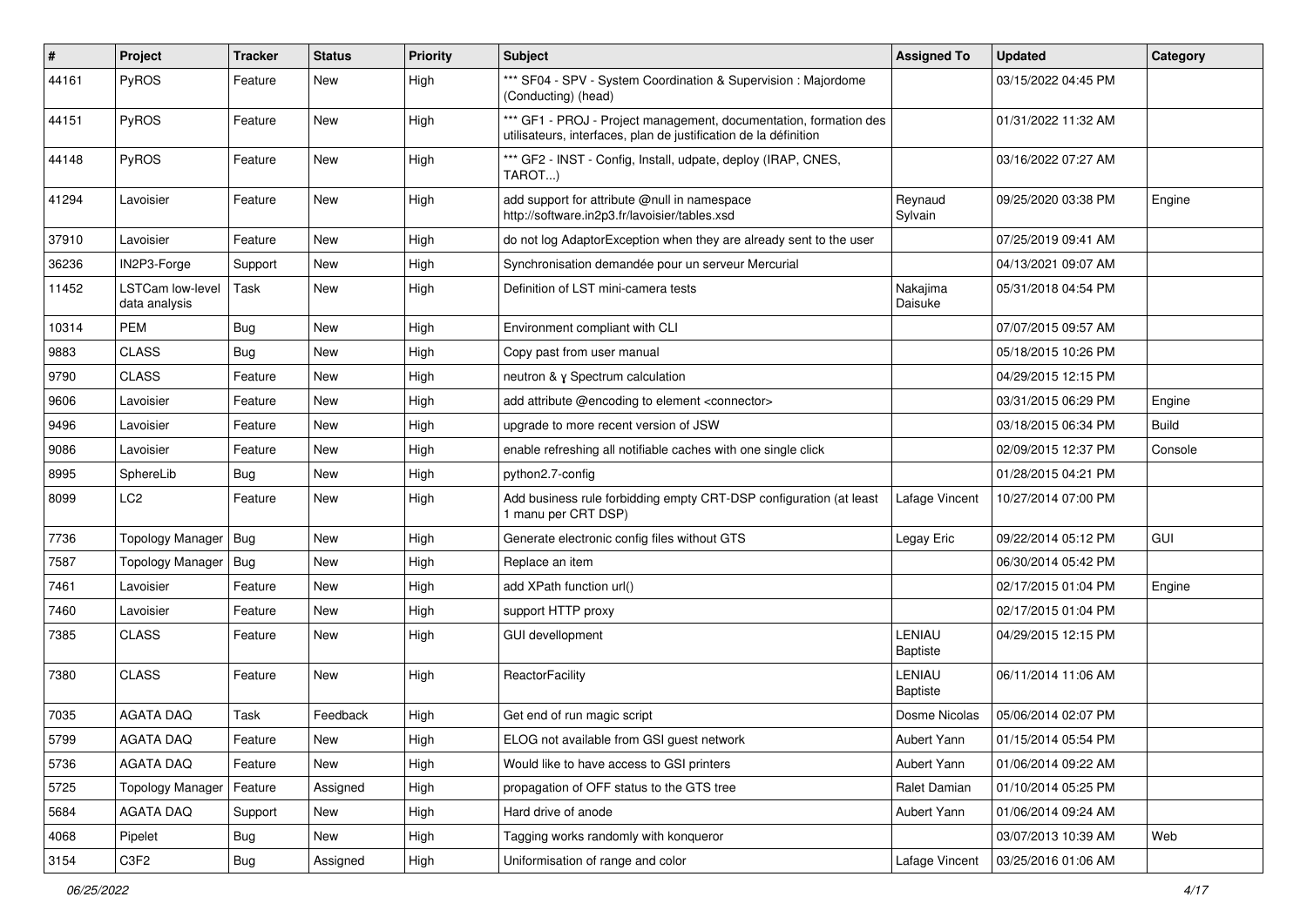| # | Project | Tracker | Status | Priority | Subject | Assigned To | Updated | Category |
|---|---|---|---|---|---|---|---|---|
| 44161 | PyROS | Feature | New | High | *** SF04 - SPV - System Coordination & Supervision : Majordome (Conducting) (head) | | 03/15/2022 04:45 PM | |
| 44151 | PyROS | Feature | New | High | *** GF1 - PROJ - Project management, documentation, formation des utilisateurs, interfaces, plan de justification de la définition | | 01/31/2022 11:32 AM | |
| 44148 | PyROS | Feature | New | High | *** GF2 - INST - Config, Install, udpate, deploy (IRAP, CNES, TAROT...) | | 03/16/2022 07:27 AM | |
| 41294 | Lavoisier | Feature | New | High | add support for attribute @null in namespace http://software.in2p3.fr/lavoisier/tables.xsd | Reynaud Sylvain | 09/25/2020 03:38 PM | Engine |
| 37910 | Lavoisier | Feature | New | High | do not log AdaptorException when they are already sent to the user | | 07/25/2019 09:41 AM | |
| 36236 | IN2P3-Forge | Support | New | High | Synchronisation demandée pour un serveur Mercurial | | 04/13/2021 09:07 AM | |
| 11452 | LSTCam low-level data analysis | Task | New | High | Definition of LST mini-camera tests | Nakajima Daisuke | 05/31/2018 04:54 PM | |
| 10314 | PEM | Bug | New | High | Environment compliant with CLI | | 07/07/2015 09:57 AM | |
| 9883 | CLASS | Bug | New | High | Copy past from user manual | | 05/18/2015 10:26 PM | |
| 9790 | CLASS | Feature | New | High | neutron & γ Spectrum calculation | | 04/29/2015 12:15 PM | |
| 9606 | Lavoisier | Feature | New | High | add attribute @encoding to element <connector> | | 03/31/2015 06:29 PM | Engine |
| 9496 | Lavoisier | Feature | New | High | upgrade to more recent version of JSW | | 03/18/2015 06:34 PM | Build |
| 9086 | Lavoisier | Feature | New | High | enable refreshing all notifiable caches with one single click | | 02/09/2015 12:37 PM | Console |
| 8995 | SphereLib | Bug | New | High | python2.7-config | | 01/28/2015 04:21 PM | |
| 8099 | LC2 | Feature | New | High | Add business rule forbidding empty CRT-DSP configuration (at least 1 manu per CRT DSP) | Lafage Vincent | 10/27/2014 07:00 PM | |
| 7736 | Topology Manager | Bug | New | High | Generate electronic config files without GTS | Legay Eric | 09/22/2014 05:12 PM | GUI |
| 7587 | Topology Manager | Bug | New | High | Replace an item | | 06/30/2014 05:42 PM | |
| 7461 | Lavoisier | Feature | New | High | add XPath function url() | | 02/17/2015 01:04 PM | Engine |
| 7460 | Lavoisier | Feature | New | High | support HTTP proxy | | 02/17/2015 01:04 PM | |
| 7385 | CLASS | Feature | New | High | GUI devellopment | LENIAU Baptiste | 04/29/2015 12:15 PM | |
| 7380 | CLASS | Feature | New | High | ReactorFacility | LENIAU Baptiste | 06/11/2014 11:06 AM | |
| 7035 | AGATA DAQ | Task | Feedback | High | Get end of run magic script | Dosme Nicolas | 05/06/2014 02:07 PM | |
| 5799 | AGATA DAQ | Feature | New | High | ELOG not available from GSI guest network | Aubert Yann | 01/15/2014 05:54 PM | |
| 5736 | AGATA DAQ | Feature | New | High | Would like to have access to GSI printers | Aubert Yann | 01/06/2014 09:22 AM | |
| 5725 | Topology Manager | Feature | Assigned | High | propagation of OFF status to the GTS tree | Ralet Damian | 01/10/2014 05:25 PM | |
| 5684 | AGATA DAQ | Support | New | High | Hard drive of anode | Aubert Yann | 01/06/2014 09:24 AM | |
| 4068 | Pipelet | Bug | New | High | Tagging works randomly with konqueror | | 03/07/2013 10:39 AM | Web |
| 3154 | C3F2 | Bug | Assigned | High | Uniformisation of range and color | Lafage Vincent | 03/25/2016 01:06 AM | |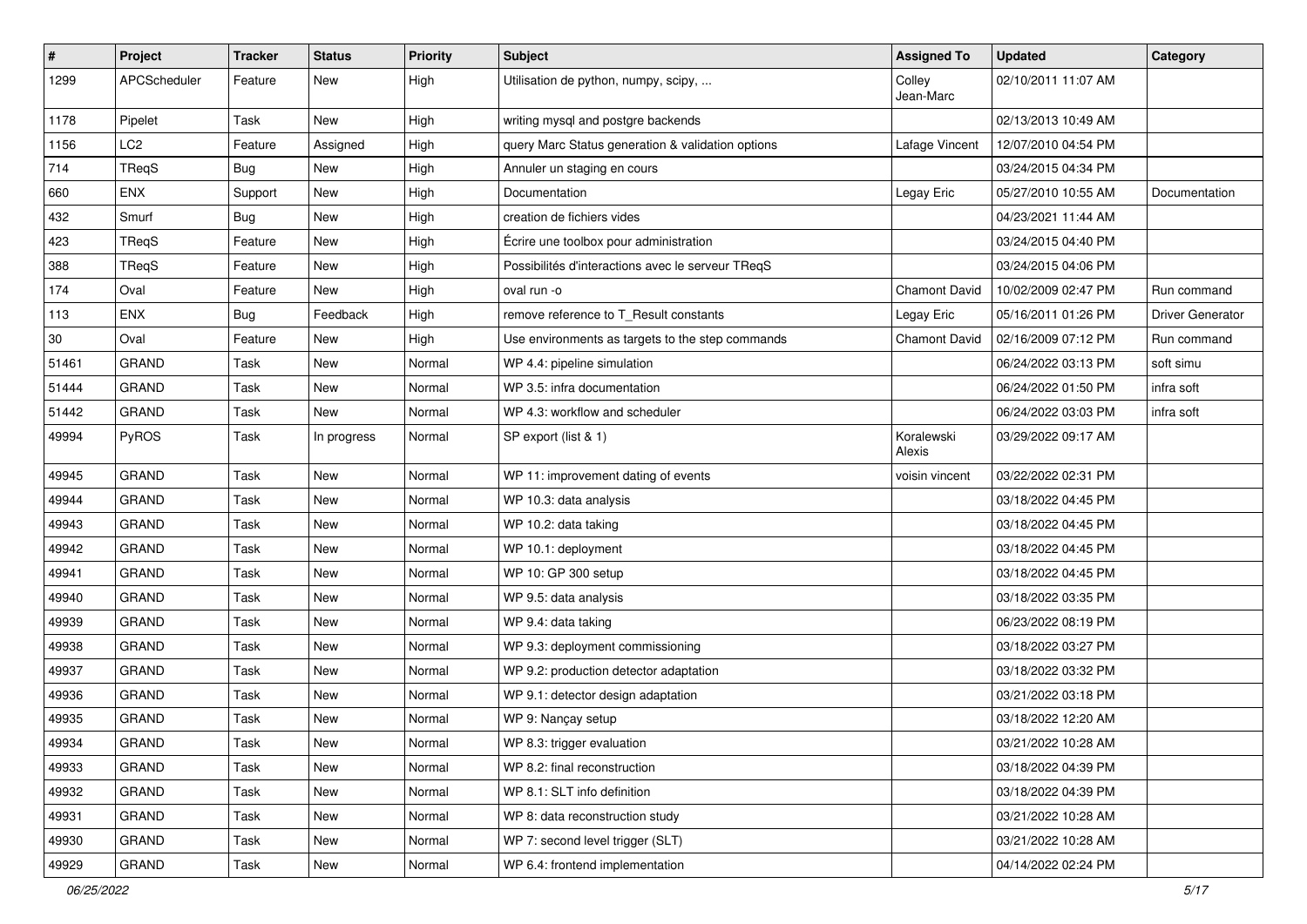| # | Project | Tracker | Status | Priority | Subject | Assigned To | Updated | Category |
|---|---|---|---|---|---|---|---|---|
| 1299 | APCScheduler | Feature | New | High | Utilisation de python, numpy, scipy, ... | Colley Jean-Marc | 02/10/2011 11:07 AM | |
| 1178 | Pipelet | Task | New | High | writing mysql and postgre backends | | 02/13/2013 10:49 AM | |
| 1156 | LC2 | Feature | Assigned | High | query Marc Status generation & validation options | Lafage Vincent | 12/07/2010 04:54 PM | |
| 714 | TReqS | Bug | New | High | Annuler un staging en cours | | 03/24/2015 04:34 PM | |
| 660 | ENX | Support | New | High | Documentation | Legay Eric | 05/27/2010 10:55 AM | Documentation |
| 432 | Smurf | Bug | New | High | creation de fichiers vides | | 04/23/2021 11:44 AM | |
| 423 | TReqS | Feature | New | High | Écrire une toolbox pour administration | | 03/24/2015 04:40 PM | |
| 388 | TReqS | Feature | New | High | Possibilités d'interactions avec le serveur TReqS | | 03/24/2015 04:06 PM | |
| 174 | Oval | Feature | New | High | oval run -o | Chamont David | 10/02/2009 02:47 PM | Run command |
| 113 | ENX | Bug | Feedback | High | remove reference to T_Result constants | Legay Eric | 05/16/2011 01:26 PM | Driver Generator |
| 30 | Oval | Feature | New | High | Use environments as targets to the step commands | Chamont David | 02/16/2009 07:12 PM | Run command |
| 51461 | GRAND | Task | New | Normal | WP 4.4: pipeline simulation | | 06/24/2022 03:13 PM | soft simu |
| 51444 | GRAND | Task | New | Normal | WP 3.5: infra documentation | | 06/24/2022 01:50 PM | infra soft |
| 51442 | GRAND | Task | New | Normal | WP 4.3: workflow and scheduler | | 06/24/2022 03:03 PM | infra soft |
| 49994 | PyROS | Task | In progress | Normal | SP export (list & 1) | Koralewski Alexis | 03/29/2022 09:17 AM | |
| 49945 | GRAND | Task | New | Normal | WP 11: improvement dating of events | voisin vincent | 03/22/2022 02:31 PM | |
| 49944 | GRAND | Task | New | Normal | WP 10.3: data analysis | | 03/18/2022 04:45 PM | |
| 49943 | GRAND | Task | New | Normal | WP 10.2: data taking | | 03/18/2022 04:45 PM | |
| 49942 | GRAND | Task | New | Normal | WP 10.1: deployment | | 03/18/2022 04:45 PM | |
| 49941 | GRAND | Task | New | Normal | WP 10: GP 300 setup | | 03/18/2022 04:45 PM | |
| 49940 | GRAND | Task | New | Normal | WP 9.5: data analysis | | 03/18/2022 03:35 PM | |
| 49939 | GRAND | Task | New | Normal | WP 9.4: data taking | | 06/23/2022 08:19 PM | |
| 49938 | GRAND | Task | New | Normal | WP 9.3: deployment commissioning | | 03/18/2022 03:27 PM | |
| 49937 | GRAND | Task | New | Normal | WP 9.2: production detector adaptation | | 03/18/2022 03:32 PM | |
| 49936 | GRAND | Task | New | Normal | WP 9.1: detector design adaptation | | 03/21/2022 03:18 PM | |
| 49935 | GRAND | Task | New | Normal | WP 9: Nançay setup | | 03/18/2022 12:20 AM | |
| 49934 | GRAND | Task | New | Normal | WP 8.3: trigger evaluation | | 03/21/2022 10:28 AM | |
| 49933 | GRAND | Task | New | Normal | WP 8.2: final reconstruction | | 03/18/2022 04:39 PM | |
| 49932 | GRAND | Task | New | Normal | WP 8.1: SLT info definition | | 03/18/2022 04:39 PM | |
| 49931 | GRAND | Task | New | Normal | WP 8: data reconstruction study | | 03/21/2022 10:28 AM | |
| 49930 | GRAND | Task | New | Normal | WP 7: second level trigger (SLT) | | 03/21/2022 10:28 AM | |
| 49929 | GRAND | Task | New | Normal | WP 6.4: frontend implementation | | 04/14/2022 02:24 PM | |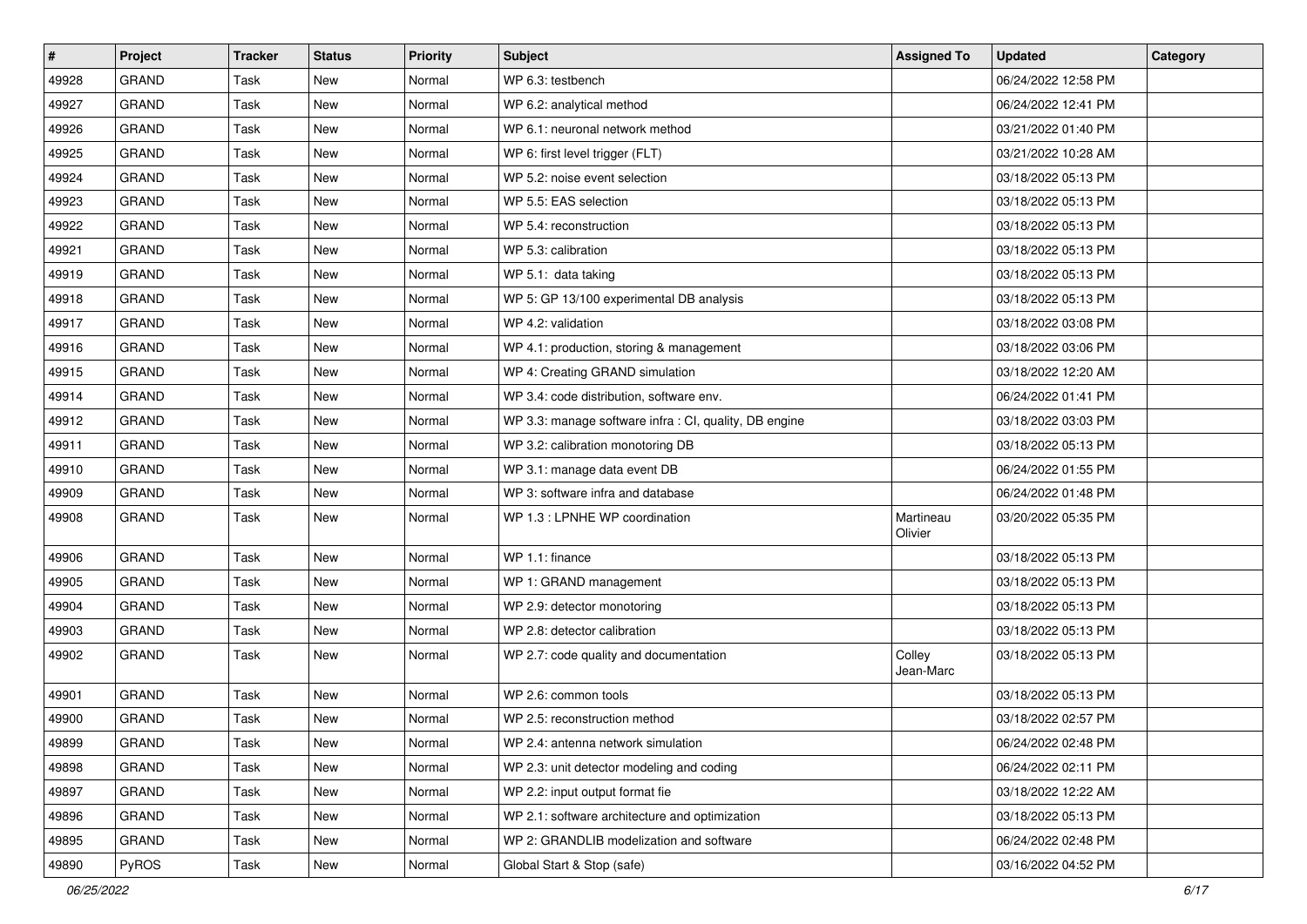| # | Project | Tracker | Status | Priority | Subject | Assigned To | Updated | Category |
|---|---|---|---|---|---|---|---|---|
| 49928 | GRAND | Task | New | Normal | WP 6.3: testbench | | 06/24/2022 12:58 PM | |
| 49927 | GRAND | Task | New | Normal | WP 6.2: analytical method | | 06/24/2022 12:41 PM | |
| 49926 | GRAND | Task | New | Normal | WP 6.1: neuronal network method | | 03/21/2022 01:40 PM | |
| 49925 | GRAND | Task | New | Normal | WP 6: first level trigger (FLT) | | 03/21/2022 10:28 AM | |
| 49924 | GRAND | Task | New | Normal | WP 5.2: noise event selection | | 03/18/2022 05:13 PM | |
| 49923 | GRAND | Task | New | Normal | WP 5.5: EAS selection | | 03/18/2022 05:13 PM | |
| 49922 | GRAND | Task | New | Normal | WP 5.4: reconstruction | | 03/18/2022 05:13 PM | |
| 49921 | GRAND | Task | New | Normal | WP 5.3: calibration | | 03/18/2022 05:13 PM | |
| 49919 | GRAND | Task | New | Normal | WP 5.1: data taking | | 03/18/2022 05:13 PM | |
| 49918 | GRAND | Task | New | Normal | WP 5: GP 13/100 experimental DB analysis | | 03/18/2022 05:13 PM | |
| 49917 | GRAND | Task | New | Normal | WP 4.2: validation | | 03/18/2022 03:08 PM | |
| 49916 | GRAND | Task | New | Normal | WP 4.1: production, storing & management | | 03/18/2022 03:06 PM | |
| 49915 | GRAND | Task | New | Normal | WP 4: Creating GRAND simulation | | 03/18/2022 12:20 AM | |
| 49914 | GRAND | Task | New | Normal | WP 3.4: code distribution, software env. | | 06/24/2022 01:41 PM | |
| 49912 | GRAND | Task | New | Normal | WP 3.3: manage software infra : CI, quality, DB engine | | 03/18/2022 03:03 PM | |
| 49911 | GRAND | Task | New | Normal | WP 3.2: calibration monotoring DB | | 03/18/2022 05:13 PM | |
| 49910 | GRAND | Task | New | Normal | WP 3.1: manage data event DB | | 06/24/2022 01:55 PM | |
| 49909 | GRAND | Task | New | Normal | WP 3: software infra and database | | 06/24/2022 01:48 PM | |
| 49908 | GRAND | Task | New | Normal | WP 1.3 : LPNHE WP coordination | Martineau Olivier | 03/20/2022 05:35 PM | |
| 49906 | GRAND | Task | New | Normal | WP 1.1: finance | | 03/18/2022 05:13 PM | |
| 49905 | GRAND | Task | New | Normal | WP 1: GRAND management | | 03/18/2022 05:13 PM | |
| 49904 | GRAND | Task | New | Normal | WP 2.9: detector monotoring | | 03/18/2022 05:13 PM | |
| 49903 | GRAND | Task | New | Normal | WP 2.8: detector calibration | | 03/18/2022 05:13 PM | |
| 49902 | GRAND | Task | New | Normal | WP 2.7: code quality and documentation | Colley Jean-Marc | 03/18/2022 05:13 PM | |
| 49901 | GRAND | Task | New | Normal | WP 2.6: common tools | | 03/18/2022 05:13 PM | |
| 49900 | GRAND | Task | New | Normal | WP 2.5: reconstruction method | | 03/18/2022 02:57 PM | |
| 49899 | GRAND | Task | New | Normal | WP 2.4: antenna network simulation | | 06/24/2022 02:48 PM | |
| 49898 | GRAND | Task | New | Normal | WP 2.3: unit detector modeling and coding | | 06/24/2022 02:11 PM | |
| 49897 | GRAND | Task | New | Normal | WP 2.2: input output format fie | | 03/18/2022 12:22 AM | |
| 49896 | GRAND | Task | New | Normal | WP 2.1: software architecture and optimization | | 03/18/2022 05:13 PM | |
| 49895 | GRAND | Task | New | Normal | WP 2: GRANDLIB modelization and software | | 06/24/2022 02:48 PM | |
| 49890 | PyROS | Task | New | Normal | Global Start & Stop (safe) | | 03/16/2022 04:52 PM | |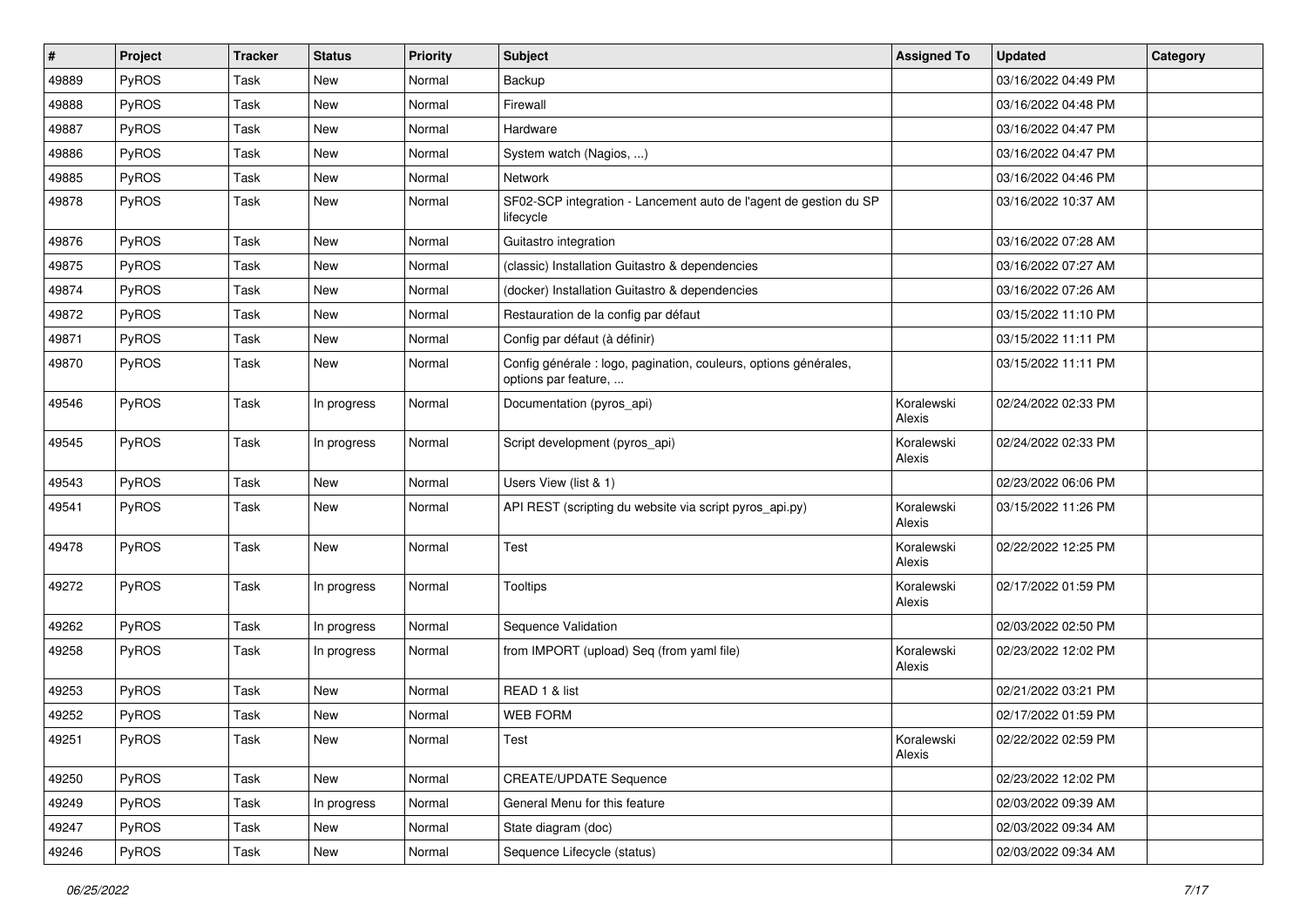| # | Project | Tracker | Status | Priority | Subject | Assigned To | Updated | Category |
|---|---|---|---|---|---|---|---|---|
| 49889 | PyROS | Task | New | Normal | Backup | | 03/16/2022 04:49 PM | |
| 49888 | PyROS | Task | New | Normal | Firewall | | 03/16/2022 04:48 PM | |
| 49887 | PyROS | Task | New | Normal | Hardware | | 03/16/2022 04:47 PM | |
| 49886 | PyROS | Task | New | Normal | System watch (Nagios, ...) | | 03/16/2022 04:47 PM | |
| 49885 | PyROS | Task | New | Normal | Network | | 03/16/2022 04:46 PM | |
| 49878 | PyROS | Task | New | Normal | SF02-SCP integration - Lancement auto de l'agent de gestion du SP lifecycle | | 03/16/2022 10:37 AM | |
| 49876 | PyROS | Task | New | Normal | Guitastro integration | | 03/16/2022 07:28 AM | |
| 49875 | PyROS | Task | New | Normal | (classic) Installation Guitastro & dependencies | | 03/16/2022 07:27 AM | |
| 49874 | PyROS | Task | New | Normal | (docker) Installation Guitastro & dependencies | | 03/16/2022 07:26 AM | |
| 49872 | PyROS | Task | New | Normal | Restauration de la config par défaut | | 03/15/2022 11:10 PM | |
| 49871 | PyROS | Task | New | Normal | Config par défaut (à définir) | | 03/15/2022 11:11 PM | |
| 49870 | PyROS | Task | New | Normal | Config générale : logo, pagination, couleurs, options générales, options par feature, ... | | 03/15/2022 11:11 PM | |
| 49546 | PyROS | Task | In progress | Normal | Documentation (pyros_api) | Koralewski Alexis | 02/24/2022 02:33 PM | |
| 49545 | PyROS | Task | In progress | Normal | Script development (pyros_api) | Koralewski Alexis | 02/24/2022 02:33 PM | |
| 49543 | PyROS | Task | New | Normal | Users View (list & 1) | | 02/23/2022 06:06 PM | |
| 49541 | PyROS | Task | New | Normal | API REST (scripting du website via script pyros_api.py) | Koralewski Alexis | 03/15/2022 11:26 PM | |
| 49478 | PyROS | Task | New | Normal | Test | Koralewski Alexis | 02/22/2022 12:25 PM | |
| 49272 | PyROS | Task | In progress | Normal | Tooltips | Koralewski Alexis | 02/17/2022 01:59 PM | |
| 49262 | PyROS | Task | In progress | Normal | Sequence Validation | | 02/03/2022 02:50 PM | |
| 49258 | PyROS | Task | In progress | Normal | from IMPORT (upload) Seq (from yaml file) | Koralewski Alexis | 02/23/2022 12:02 PM | |
| 49253 | PyROS | Task | New | Normal | READ 1 & list | | 02/21/2022 03:21 PM | |
| 49252 | PyROS | Task | New | Normal | WEB FORM | | 02/17/2022 01:59 PM | |
| 49251 | PyROS | Task | New | Normal | Test | Koralewski Alexis | 02/22/2022 02:59 PM | |
| 49250 | PyROS | Task | New | Normal | CREATE/UPDATE Sequence | | 02/23/2022 12:02 PM | |
| 49249 | PyROS | Task | In progress | Normal | General Menu for this feature | | 02/03/2022 09:39 AM | |
| 49247 | PyROS | Task | New | Normal | State diagram (doc) | | 02/03/2022 09:34 AM | |
| 49246 | PyROS | Task | New | Normal | Sequence Lifecycle (status) | | 02/03/2022 09:34 AM | |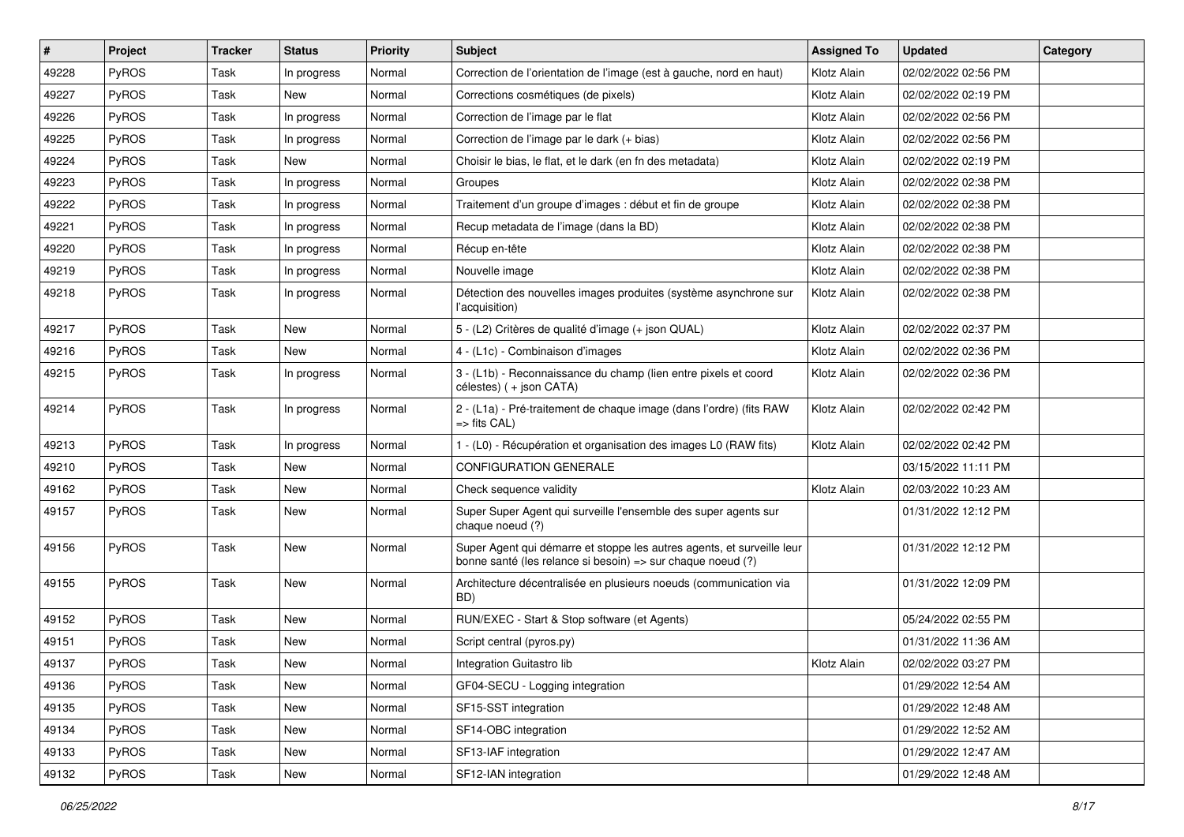| # | Project | Tracker | Status | Priority | Subject | Assigned To | Updated | Category |
|---|---|---|---|---|---|---|---|---|
| 49228 | PyROS | Task | In progress | Normal | Correction de l'orientation de l'image (est à gauche, nord en haut) | Klotz Alain | 02/02/2022 02:56 PM | |
| 49227 | PyROS | Task | New | Normal | Corrections cosmétiques (de pixels) | Klotz Alain | 02/02/2022 02:19 PM | |
| 49226 | PyROS | Task | In progress | Normal | Correction de l'image par le flat | Klotz Alain | 02/02/2022 02:56 PM | |
| 49225 | PyROS | Task | In progress | Normal | Correction de l'image par le dark (+ bias) | Klotz Alain | 02/02/2022 02:56 PM | |
| 49224 | PyROS | Task | New | Normal | Choisir le bias, le flat, et le dark (en fn des metadata) | Klotz Alain | 02/02/2022 02:19 PM | |
| 49223 | PyROS | Task | In progress | Normal | Groupes | Klotz Alain | 02/02/2022 02:38 PM | |
| 49222 | PyROS | Task | In progress | Normal | Traitement d'un groupe d'images : début et fin de groupe | Klotz Alain | 02/02/2022 02:38 PM | |
| 49221 | PyROS | Task | In progress | Normal | Recup metadata de l'image (dans la BD) | Klotz Alain | 02/02/2022 02:38 PM | |
| 49220 | PyROS | Task | In progress | Normal | Récup en-tête | Klotz Alain | 02/02/2022 02:38 PM | |
| 49219 | PyROS | Task | In progress | Normal | Nouvelle image | Klotz Alain | 02/02/2022 02:38 PM | |
| 49218 | PyROS | Task | In progress | Normal | Détection des nouvelles images produites (système asynchrone sur l'acquisition) | Klotz Alain | 02/02/2022 02:38 PM | |
| 49217 | PyROS | Task | New | Normal | 5 - (L2) Critères de qualité d'image (+ json QUAL) | Klotz Alain | 02/02/2022 02:37 PM | |
| 49216 | PyROS | Task | New | Normal | 4 - (L1c) - Combinaison d'images | Klotz Alain | 02/02/2022 02:36 PM | |
| 49215 | PyROS | Task | In progress | Normal | 3 - (L1b) - Reconnaissance du champ (lien entre pixels et coord célestes) ( + json CATA) | Klotz Alain | 02/02/2022 02:36 PM | |
| 49214 | PyROS | Task | In progress | Normal | 2 - (L1a) - Pré-traitement de chaque image (dans l'ordre) (fits RAW => fits CAL) | Klotz Alain | 02/02/2022 02:42 PM | |
| 49213 | PyROS | Task | In progress | Normal | 1 - (L0) - Récupération et organisation des images L0 (RAW fits) | Klotz Alain | 02/02/2022 02:42 PM | |
| 49210 | PyROS | Task | New | Normal | CONFIGURATION GENERALE | | 03/15/2022 11:11 PM | |
| 49162 | PyROS | Task | New | Normal | Check sequence validity | Klotz Alain | 02/03/2022 10:23 AM | |
| 49157 | PyROS | Task | New | Normal | Super Super Agent qui surveille l'ensemble des super agents sur chaque noeud (?) | | 01/31/2022 12:12 PM | |
| 49156 | PyROS | Task | New | Normal | Super Agent qui démarre et stoppe les autres agents, et surveille leur bonne santé (les relance si besoin) => sur chaque noeud (?) | | 01/31/2022 12:12 PM | |
| 49155 | PyROS | Task | New | Normal | Architecture décentralisée en plusieurs noeuds (communication via BD) | | 01/31/2022 12:09 PM | |
| 49152 | PyROS | Task | New | Normal | RUN/EXEC - Start & Stop software (et Agents) | | 05/24/2022 02:55 PM | |
| 49151 | PyROS | Task | New | Normal | Script central (pyros.py) | | 01/31/2022 11:36 AM | |
| 49137 | PyROS | Task | New | Normal | Integration Guitastro lib | Klotz Alain | 02/02/2022 03:27 PM | |
| 49136 | PyROS | Task | New | Normal | GF04-SECU - Logging integration | | 01/29/2022 12:54 AM | |
| 49135 | PyROS | Task | New | Normal | SF15-SST integration | | 01/29/2022 12:48 AM | |
| 49134 | PyROS | Task | New | Normal | SF14-OBC integration | | 01/29/2022 12:52 AM | |
| 49133 | PyROS | Task | New | Normal | SF13-IAF integration | | 01/29/2022 12:47 AM | |
| 49132 | PyROS | Task | New | Normal | SF12-IAN integration | | 01/29/2022 12:48 AM | |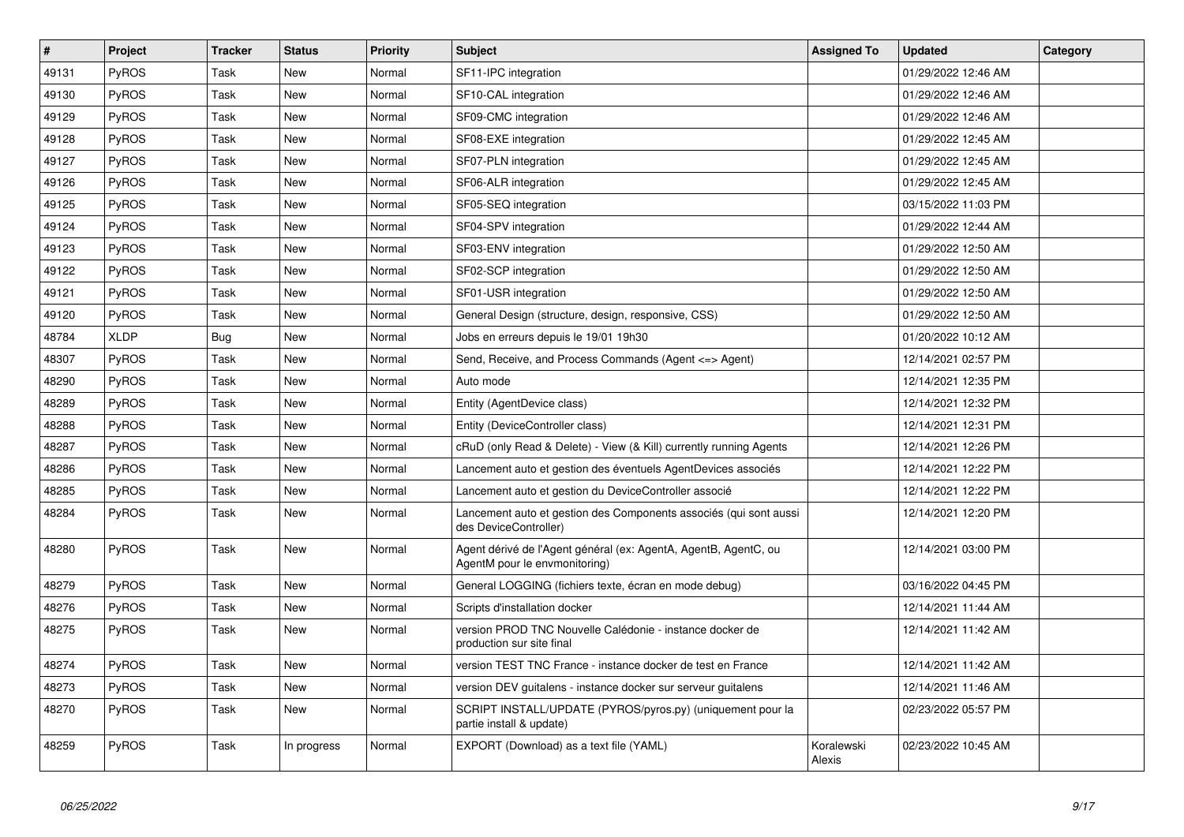| # | Project | Tracker | Status | Priority | Subject | Assigned To | Updated | Category |
|---|---|---|---|---|---|---|---|---|
| 49131 | PyROS | Task | New | Normal | SF11-IPC integration | | 01/29/2022 12:46 AM | |
| 49130 | PyROS | Task | New | Normal | SF10-CAL integration | | 01/29/2022 12:46 AM | |
| 49129 | PyROS | Task | New | Normal | SF09-CMC integration | | 01/29/2022 12:46 AM | |
| 49128 | PyROS | Task | New | Normal | SF08-EXE integration | | 01/29/2022 12:45 AM | |
| 49127 | PyROS | Task | New | Normal | SF07-PLN integration | | 01/29/2022 12:45 AM | |
| 49126 | PyROS | Task | New | Normal | SF06-ALR integration | | 01/29/2022 12:45 AM | |
| 49125 | PyROS | Task | New | Normal | SF05-SEQ integration | | 03/15/2022 11:03 PM | |
| 49124 | PyROS | Task | New | Normal | SF04-SPV integration | | 01/29/2022 12:44 AM | |
| 49123 | PyROS | Task | New | Normal | SF03-ENV integration | | 01/29/2022 12:50 AM | |
| 49122 | PyROS | Task | New | Normal | SF02-SCP integration | | 01/29/2022 12:50 AM | |
| 49121 | PyROS | Task | New | Normal | SF01-USR integration | | 01/29/2022 12:50 AM | |
| 49120 | PyROS | Task | New | Normal | General Design (structure, design, responsive, CSS) | | 01/29/2022 12:50 AM | |
| 48784 | XLDP | Bug | New | Normal | Jobs en erreurs depuis le 19/01 19h30 | | 01/20/2022 10:12 AM | |
| 48307 | PyROS | Task | New | Normal | Send, Receive, and Process Commands (Agent <=> Agent) | | 12/14/2021 02:57 PM | |
| 48290 | PyROS | Task | New | Normal | Auto mode | | 12/14/2021 12:35 PM | |
| 48289 | PyROS | Task | New | Normal | Entity (AgentDevice class) | | 12/14/2021 12:32 PM | |
| 48288 | PyROS | Task | New | Normal | Entity (DeviceController class) | | 12/14/2021 12:31 PM | |
| 48287 | PyROS | Task | New | Normal | cRuD (only Read & Delete) - View (& Kill) currently running Agents | | 12/14/2021 12:26 PM | |
| 48286 | PyROS | Task | New | Normal | Lancement auto et gestion des éventuels AgentDevices associés | | 12/14/2021 12:22 PM | |
| 48285 | PyROS | Task | New | Normal | Lancement auto et gestion du DeviceController associé | | 12/14/2021 12:22 PM | |
| 48284 | PyROS | Task | New | Normal | Lancement auto et gestion des Components associés (qui sont aussi des DeviceController) | | 12/14/2021 12:20 PM | |
| 48280 | PyROS | Task | New | Normal | Agent dérivé de l'Agent général (ex: AgentA, AgentB, AgentC, ou AgentM pour le envmonitoring) | | 12/14/2021 03:00 PM | |
| 48279 | PyROS | Task | New | Normal | General LOGGING (fichiers texte, écran en mode debug) | | 03/16/2022 04:45 PM | |
| 48276 | PyROS | Task | New | Normal | Scripts d'installation docker | | 12/14/2021 11:44 AM | |
| 48275 | PyROS | Task | New | Normal | version PROD TNC Nouvelle Calédonie - instance docker de production sur site final | | 12/14/2021 11:42 AM | |
| 48274 | PyROS | Task | New | Normal | version TEST TNC France - instance docker de test en France | | 12/14/2021 11:42 AM | |
| 48273 | PyROS | Task | New | Normal | version DEV guitalens - instance docker sur serveur guitalens | | 12/14/2021 11:46 AM | |
| 48270 | PyROS | Task | New | Normal | SCRIPT INSTALL/UPDATE (PYROS/pyros.py) (uniquement pour la partie install & update) | | 02/23/2022 05:57 PM | |
| 48259 | PyROS | Task | In progress | Normal | EXPORT (Download) as a text file (YAML) | Koralewski Alexis | 02/23/2022 10:45 AM | |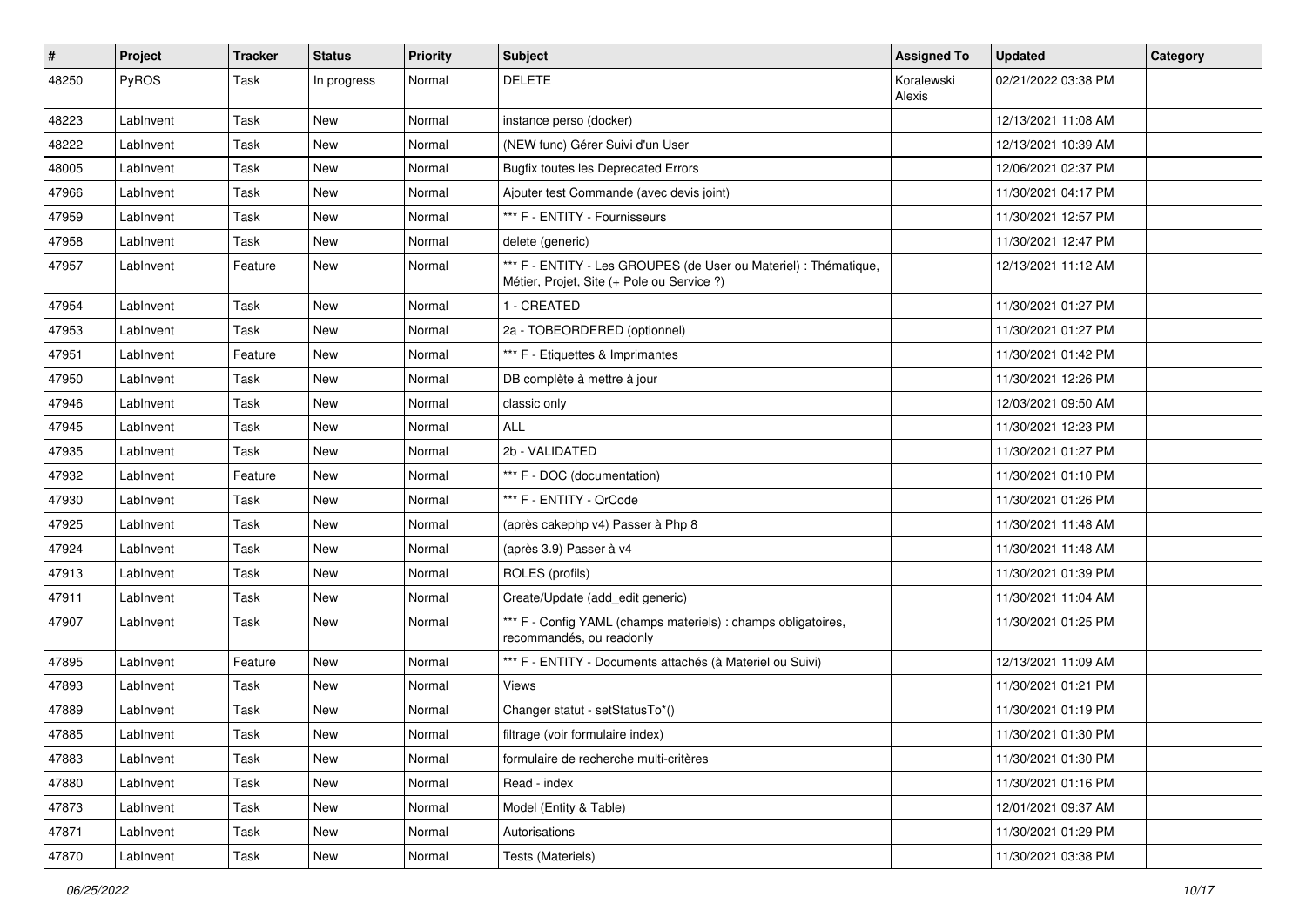| # | Project | Tracker | Status | Priority | Subject | Assigned To | Updated | Category |
|---|---|---|---|---|---|---|---|---|
| 48250 | PyROS | Task | In progress | Normal | DELETE | Koralewski Alexis | 02/21/2022 03:38 PM | |
| 48223 | LabInvent | Task | New | Normal | instance perso (docker) | | 12/13/2021 11:08 AM | |
| 48222 | LabInvent | Task | New | Normal | (NEW func) Gérer Suivi d'un User | | 12/13/2021 10:39 AM | |
| 48005 | LabInvent | Task | New | Normal | Bugfix toutes les Deprecated Errors | | 12/06/2021 02:37 PM | |
| 47966 | LabInvent | Task | New | Normal | Ajouter test Commande (avec devis joint) | | 11/30/2021 04:17 PM | |
| 47959 | LabInvent | Task | New | Normal | *** F - ENTITY - Fournisseurs | | 11/30/2021 12:57 PM | |
| 47958 | LabInvent | Task | New | Normal | delete (generic) | | 11/30/2021 12:47 PM | |
| 47957 | LabInvent | Feature | New | Normal | *** F - ENTITY - Les GROUPES (de User ou Materiel) : Thématique, Métier, Projet, Site (+ Pole ou Service ?) | | 12/13/2021 11:12 AM | |
| 47954 | LabInvent | Task | New | Normal | 1 - CREATED | | 11/30/2021 01:27 PM | |
| 47953 | LabInvent | Task | New | Normal | 2a - TOBEORDERED (optionnel) | | 11/30/2021 01:27 PM | |
| 47951 | LabInvent | Feature | New | Normal | *** F - Etiquettes & Imprimantes | | 11/30/2021 01:42 PM | |
| 47950 | LabInvent | Task | New | Normal | DB complète à mettre à jour | | 11/30/2021 12:26 PM | |
| 47946 | LabInvent | Task | New | Normal | classic only | | 12/03/2021 09:50 AM | |
| 47945 | LabInvent | Task | New | Normal | ALL | | 11/30/2021 12:23 PM | |
| 47935 | LabInvent | Task | New | Normal | 2b - VALIDATED | | 11/30/2021 01:27 PM | |
| 47932 | LabInvent | Feature | New | Normal | *** F - DOC (documentation) | | 11/30/2021 01:10 PM | |
| 47930 | LabInvent | Task | New | Normal | *** F - ENTITY - QrCode | | 11/30/2021 01:26 PM | |
| 47925 | LabInvent | Task | New | Normal | (après cakephp v4) Passer à Php 8 | | 11/30/2021 11:48 AM | |
| 47924 | LabInvent | Task | New | Normal | (après 3.9) Passer à v4 | | 11/30/2021 11:48 AM | |
| 47913 | LabInvent | Task | New | Normal | ROLES (profils) | | 11/30/2021 01:39 PM | |
| 47911 | LabInvent | Task | New | Normal | Create/Update (add_edit generic) | | 11/30/2021 11:04 AM | |
| 47907 | LabInvent | Task | New | Normal | *** F - Config YAML (champs materiels) : champs obligatoires, recommandés, ou readonly | | 11/30/2021 01:25 PM | |
| 47895 | LabInvent | Feature | New | Normal | *** F - ENTITY - Documents attachés (à Materiel ou Suivi) | | 12/13/2021 11:09 AM | |
| 47893 | LabInvent | Task | New | Normal | Views | | 11/30/2021 01:21 PM | |
| 47889 | LabInvent | Task | New | Normal | Changer statut - setStatusTo*() | | 11/30/2021 01:19 PM | |
| 47885 | LabInvent | Task | New | Normal | filtrage (voir formulaire index) | | 11/30/2021 01:30 PM | |
| 47883 | LabInvent | Task | New | Normal | formulaire de recherche multi-critères | | 11/30/2021 01:30 PM | |
| 47880 | LabInvent | Task | New | Normal | Read - index | | 11/30/2021 01:16 PM | |
| 47873 | LabInvent | Task | New | Normal | Model (Entity & Table) | | 12/01/2021 09:37 AM | |
| 47871 | LabInvent | Task | New | Normal | Autorisations | | 11/30/2021 01:29 PM | |
| 47870 | LabInvent | Task | New | Normal | Tests (Materiels) | | 11/30/2021 03:38 PM | |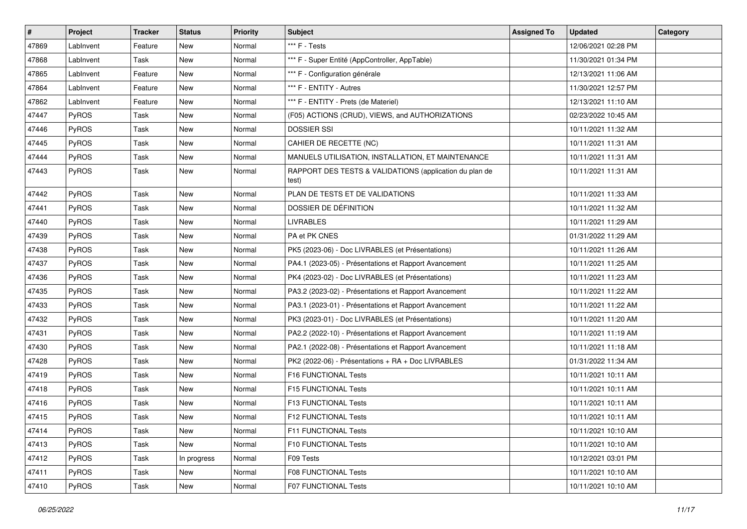| # | Project | Tracker | Status | Priority | Subject | Assigned To | Updated | Category |
|---|---|---|---|---|---|---|---|---|
| 47869 | LabInvent | Feature | New | Normal | *** F - Tests | | 12/06/2021 02:28 PM | |
| 47868 | LabInvent | Task | New | Normal | *** F - Super Entité (AppController, AppTable) | | 11/30/2021 01:34 PM | |
| 47865 | LabInvent | Feature | New | Normal | *** F - Configuration générale | | 12/13/2021 11:06 AM | |
| 47864 | LabInvent | Feature | New | Normal | *** F - ENTITY - Autres | | 11/30/2021 12:57 PM | |
| 47862 | LabInvent | Feature | New | Normal | *** F - ENTITY - Prets (de Materiel) | | 12/13/2021 11:10 AM | |
| 47447 | PyROS | Task | New | Normal | (F05) ACTIONS (CRUD), VIEWS, and AUTHORIZATIONS | | 02/23/2022 10:45 AM | |
| 47446 | PyROS | Task | New | Normal | DOSSIER SSI | | 10/11/2021 11:32 AM | |
| 47445 | PyROS | Task | New | Normal | CAHIER DE RECETTE (NC) | | 10/11/2021 11:31 AM | |
| 47444 | PyROS | Task | New | Normal | MANUELS UTILISATION, INSTALLATION, ET MAINTENANCE | | 10/11/2021 11:31 AM | |
| 47443 | PyROS | Task | New | Normal | RAPPORT DES TESTS & VALIDATIONS (application du plan de test) | | 10/11/2021 11:31 AM | |
| 47442 | PyROS | Task | New | Normal | PLAN DE TESTS ET DE VALIDATIONS | | 10/11/2021 11:33 AM | |
| 47441 | PyROS | Task | New | Normal | DOSSIER DE DÉFINITION | | 10/11/2021 11:32 AM | |
| 47440 | PyROS | Task | New | Normal | LIVRABLES | | 10/11/2021 11:29 AM | |
| 47439 | PyROS | Task | New | Normal | PA et PK CNES | | 01/31/2022 11:29 AM | |
| 47438 | PyROS | Task | New | Normal | PK5 (2023-06) - Doc LIVRABLES (et Présentations) | | 10/11/2021 11:26 AM | |
| 47437 | PyROS | Task | New | Normal | PA4.1 (2023-05) - Présentations et Rapport Avancement | | 10/11/2021 11:25 AM | |
| 47436 | PyROS | Task | New | Normal | PK4 (2023-02) - Doc LIVRABLES (et Présentations) | | 10/11/2021 11:23 AM | |
| 47435 | PyROS | Task | New | Normal | PA3.2 (2023-02) - Présentations et Rapport Avancement | | 10/11/2021 11:22 AM | |
| 47433 | PyROS | Task | New | Normal | PA3.1 (2023-01) - Présentations et Rapport Avancement | | 10/11/2021 11:22 AM | |
| 47432 | PyROS | Task | New | Normal | PK3 (2023-01) - Doc LIVRABLES (et Présentations) | | 10/11/2021 11:20 AM | |
| 47431 | PyROS | Task | New | Normal | PA2.2 (2022-10) - Présentations et Rapport Avancement | | 10/11/2021 11:19 AM | |
| 47430 | PyROS | Task | New | Normal | PA2.1 (2022-08) - Présentations et Rapport Avancement | | 10/11/2021 11:18 AM | |
| 47428 | PyROS | Task | New | Normal | PK2 (2022-06) - Présentations + RA + Doc LIVRABLES | | 01/31/2022 11:34 AM | |
| 47419 | PyROS | Task | New | Normal | F16 FUNCTIONAL Tests | | 10/11/2021 10:11 AM | |
| 47418 | PyROS | Task | New | Normal | F15 FUNCTIONAL Tests | | 10/11/2021 10:11 AM | |
| 47416 | PyROS | Task | New | Normal | F13 FUNCTIONAL Tests | | 10/11/2021 10:11 AM | |
| 47415 | PyROS | Task | New | Normal | F12 FUNCTIONAL Tests | | 10/11/2021 10:11 AM | |
| 47414 | PyROS | Task | New | Normal | F11 FUNCTIONAL Tests | | 10/11/2021 10:10 AM | |
| 47413 | PyROS | Task | New | Normal | F10 FUNCTIONAL Tests | | 10/11/2021 10:10 AM | |
| 47412 | PyROS | Task | In progress | Normal | F09 Tests | | 10/12/2021 03:01 PM | |
| 47411 | PyROS | Task | New | Normal | F08 FUNCTIONAL Tests | | 10/11/2021 10:10 AM | |
| 47410 | PyROS | Task | New | Normal | F07 FUNCTIONAL Tests | | 10/11/2021 10:10 AM | |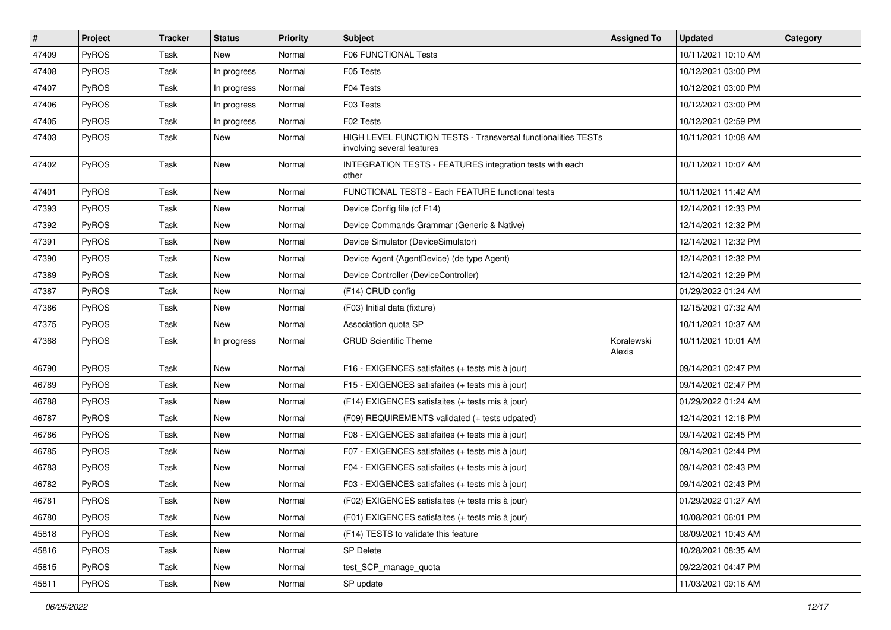| # | Project | Tracker | Status | Priority | Subject | Assigned To | Updated | Category |
|---|---|---|---|---|---|---|---|---|
| 47409 | PyROS | Task | New | Normal | F06 FUNCTIONAL Tests | | 10/11/2021 10:10 AM | |
| 47408 | PyROS | Task | In progress | Normal | F05 Tests | | 10/12/2021 03:00 PM | |
| 47407 | PyROS | Task | In progress | Normal | F04 Tests | | 10/12/2021 03:00 PM | |
| 47406 | PyROS | Task | In progress | Normal | F03 Tests | | 10/12/2021 03:00 PM | |
| 47405 | PyROS | Task | In progress | Normal | F02 Tests | | 10/12/2021 02:59 PM | |
| 47403 | PyROS | Task | New | Normal | HIGH LEVEL FUNCTION TESTS - Transversal functionalities TESTs involving several features | | 10/11/2021 10:08 AM | |
| 47402 | PyROS | Task | New | Normal | INTEGRATION TESTS - FEATURES integration tests with each other | | 10/11/2021 10:07 AM | |
| 47401 | PyROS | Task | New | Normal | FUNCTIONAL TESTS - Each FEATURE functional tests | | 10/11/2021 11:42 AM | |
| 47393 | PyROS | Task | New | Normal | Device Config file (cf F14) | | 12/14/2021 12:33 PM | |
| 47392 | PyROS | Task | New | Normal | Device Commands Grammar (Generic & Native) | | 12/14/2021 12:32 PM | |
| 47391 | PyROS | Task | New | Normal | Device Simulator (DeviceSimulator) | | 12/14/2021 12:32 PM | |
| 47390 | PyROS | Task | New | Normal | Device Agent (AgentDevice) (de type Agent) | | 12/14/2021 12:32 PM | |
| 47389 | PyROS | Task | New | Normal | Device Controller (DeviceController) | | 12/14/2021 12:29 PM | |
| 47387 | PyROS | Task | New | Normal | (F14) CRUD config | | 01/29/2022 01:24 AM | |
| 47386 | PyROS | Task | New | Normal | (F03) Initial data (fixture) | | 12/15/2021 07:32 AM | |
| 47375 | PyROS | Task | New | Normal | Association quota SP | | 10/11/2021 10:37 AM | |
| 47368 | PyROS | Task | In progress | Normal | CRUD Scientific Theme | Koralewski Alexis | 10/11/2021 10:01 AM | |
| 46790 | PyROS | Task | New | Normal | F16 - EXIGENCES satisfaites (+ tests mis à jour) | | 09/14/2021 02:47 PM | |
| 46789 | PyROS | Task | New | Normal | F15 - EXIGENCES satisfaites (+ tests mis à jour) | | 09/14/2021 02:47 PM | |
| 46788 | PyROS | Task | New | Normal | (F14) EXIGENCES satisfaites (+ tests mis à jour) | | 01/29/2022 01:24 AM | |
| 46787 | PyROS | Task | New | Normal | (F09) REQUIREMENTS validated (+ tests udpated) | | 12/14/2021 12:18 PM | |
| 46786 | PyROS | Task | New | Normal | F08 - EXIGENCES satisfaites (+ tests mis à jour) | | 09/14/2021 02:45 PM | |
| 46785 | PyROS | Task | New | Normal | F07 - EXIGENCES satisfaites (+ tests mis à jour) | | 09/14/2021 02:44 PM | |
| 46783 | PyROS | Task | New | Normal | F04 - EXIGENCES satisfaites (+ tests mis à jour) | | 09/14/2021 02:43 PM | |
| 46782 | PyROS | Task | New | Normal | F03 - EXIGENCES satisfaites (+ tests mis à jour) | | 09/14/2021 02:43 PM | |
| 46781 | PyROS | Task | New | Normal | (F02) EXIGENCES satisfaites (+ tests mis à jour) | | 01/29/2022 01:27 AM | |
| 46780 | PyROS | Task | New | Normal | (F01) EXIGENCES satisfaites (+ tests mis à jour) | | 10/08/2021 06:01 PM | |
| 45818 | PyROS | Task | New | Normal | (F14) TESTS to validate this feature | | 08/09/2021 10:43 AM | |
| 45816 | PyROS | Task | New | Normal | SP Delete | | 10/28/2021 08:35 AM | |
| 45815 | PyROS | Task | New | Normal | test_SCP_manage_quota | | 09/22/2021 04:47 PM | |
| 45811 | PyROS | Task | New | Normal | SP update | | 11/03/2021 09:16 AM | |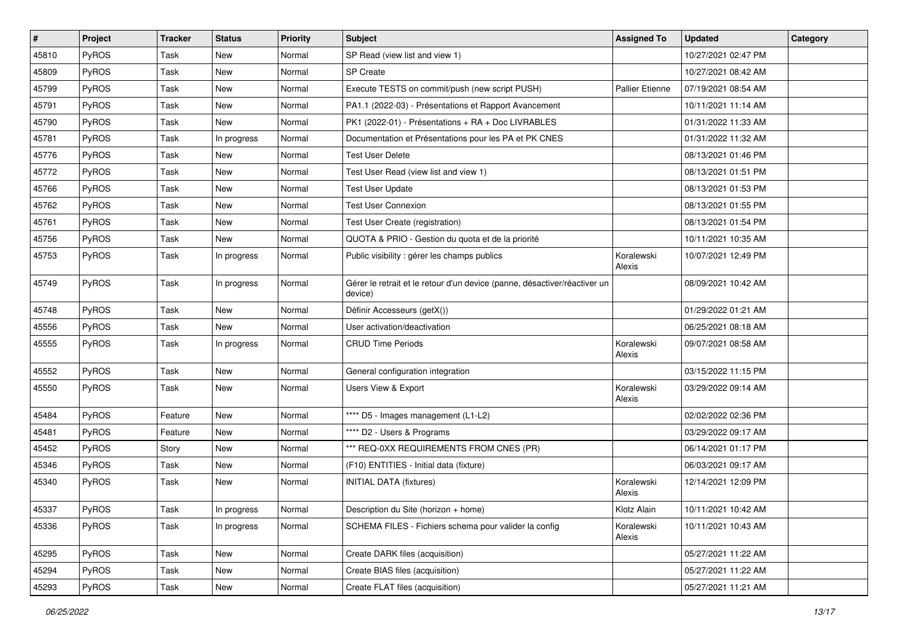| # | Project | Tracker | Status | Priority | Subject | Assigned To | Updated | Category |
|---|---|---|---|---|---|---|---|---|
| 45810 | PyROS | Task | New | Normal | SP Read (view list and view 1) | | 10/27/2021 02:47 PM | |
| 45809 | PyROS | Task | New | Normal | SP Create | | 10/27/2021 08:42 AM | |
| 45799 | PyROS | Task | New | Normal | Execute TESTS on commit/push (new script PUSH) | Pallier Etienne | 07/19/2021 08:54 AM | |
| 45791 | PyROS | Task | New | Normal | PA1.1 (2022-03) - Présentations et Rapport Avancement | | 10/11/2021 11:14 AM | |
| 45790 | PyROS | Task | New | Normal | PK1 (2022-01) - Présentations + RA + Doc LIVRABLES | | 01/31/2022 11:33 AM | |
| 45781 | PyROS | Task | In progress | Normal | Documentation et Présentations pour les PA et PK CNES | | 01/31/2022 11:32 AM | |
| 45776 | PyROS | Task | New | Normal | Test User Delete | | 08/13/2021 01:46 PM | |
| 45772 | PyROS | Task | New | Normal | Test User Read (view list and view 1) | | 08/13/2021 01:51 PM | |
| 45766 | PyROS | Task | New | Normal | Test User Update | | 08/13/2021 01:53 PM | |
| 45762 | PyROS | Task | New | Normal | Test User Connexion | | 08/13/2021 01:55 PM | |
| 45761 | PyROS | Task | New | Normal | Test User Create (registration) | | 08/13/2021 01:54 PM | |
| 45756 | PyROS | Task | New | Normal | QUOTA & PRIO - Gestion du quota et de la priorité | | 10/11/2021 10:35 AM | |
| 45753 | PyROS | Task | In progress | Normal | Public visibility : gérer les champs publics | Koralewski Alexis | 10/07/2021 12:49 PM | |
| 45749 | PyROS | Task | In progress | Normal | Gérer le retrait et le retour d'un device (panne, désactiver/réactiver un device) | | 08/09/2021 10:42 AM | |
| 45748 | PyROS | Task | New | Normal | Définir Accesseurs (getX()) | | 01/29/2022 01:21 AM | |
| 45556 | PyROS | Task | New | Normal | User activation/deactivation | | 06/25/2021 08:18 AM | |
| 45555 | PyROS | Task | In progress | Normal | CRUD Time Periods | Koralewski Alexis | 09/07/2021 08:58 AM | |
| 45552 | PyROS | Task | New | Normal | General configuration integration | | 03/15/2022 11:15 PM | |
| 45550 | PyROS | Task | New | Normal | Users View & Export | Koralewski Alexis | 03/29/2022 09:14 AM | |
| 45484 | PyROS | Feature | New | Normal | **** D5 - Images management (L1-L2) | | 02/02/2022 02:36 PM | |
| 45481 | PyROS | Feature | New | Normal | **** D2 - Users & Programs | | 03/29/2022 09:17 AM | |
| 45452 | PyROS | Story | New | Normal | *** REQ-0XX REQUIREMENTS FROM CNES (PR) | | 06/14/2021 01:17 PM | |
| 45346 | PyROS | Task | New | Normal | (F10) ENTITIES - Initial data (fixture) | | 06/03/2021 09:17 AM | |
| 45340 | PyROS | Task | New | Normal | INITIAL DATA (fixtures) | Koralewski Alexis | 12/14/2021 12:09 PM | |
| 45337 | PyROS | Task | In progress | Normal | Description du Site (horizon + home) | Klotz Alain | 10/11/2021 10:42 AM | |
| 45336 | PyROS | Task | In progress | Normal | SCHEMA FILES - Fichiers schema pour valider la config | Koralewski Alexis | 10/11/2021 10:43 AM | |
| 45295 | PyROS | Task | New | Normal | Create DARK files (acquisition) | | 05/27/2021 11:22 AM | |
| 45294 | PyROS | Task | New | Normal | Create BIAS files (acquisition) | | 05/27/2021 11:22 AM | |
| 45293 | PyROS | Task | New | Normal | Create FLAT files (acquisition) | | 05/27/2021 11:21 AM | |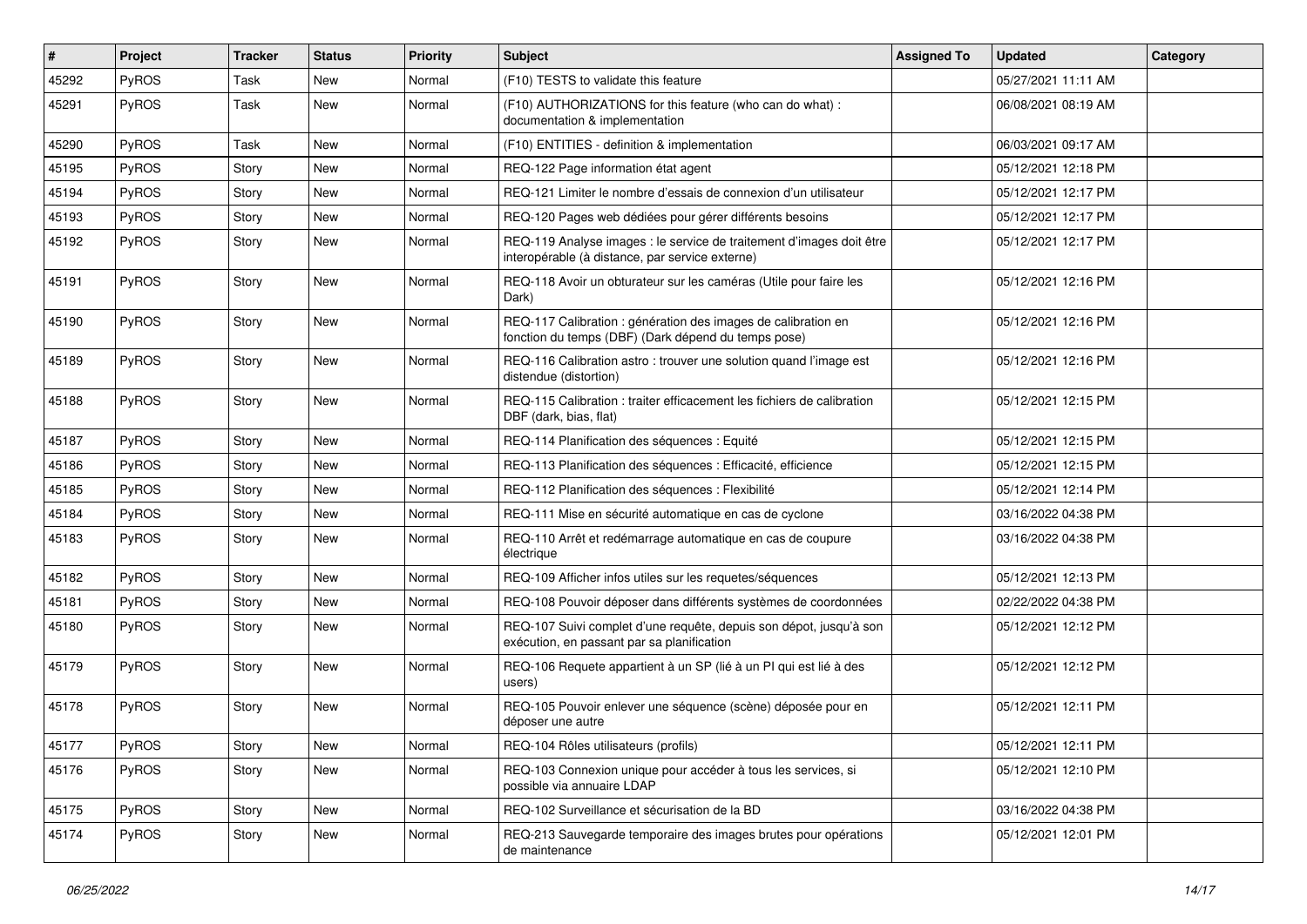| # | Project | Tracker | Status | Priority | Subject | Assigned To | Updated | Category |
|---|---|---|---|---|---|---|---|---|
| 45292 | PyROS | Task | New | Normal | (F10) TESTS to validate this feature | | 05/27/2021 11:11 AM | |
| 45291 | PyROS | Task | New | Normal | (F10) AUTHORIZATIONS for this feature (who can do what) : documentation & implementation | | 06/08/2021 08:19 AM | |
| 45290 | PyROS | Task | New | Normal | (F10) ENTITIES - definition & implementation | | 06/03/2021 09:17 AM | |
| 45195 | PyROS | Story | New | Normal | REQ-122 Page information état agent | | 05/12/2021 12:18 PM | |
| 45194 | PyROS | Story | New | Normal | REQ-121 Limiter le nombre d'essais de connexion d'un utilisateur | | 05/12/2021 12:17 PM | |
| 45193 | PyROS | Story | New | Normal | REQ-120 Pages web dédiées pour gérer différents besoins | | 05/12/2021 12:17 PM | |
| 45192 | PyROS | Story | New | Normal | REQ-119 Analyse images : le service de traitement d'images doit être interopérable (à distance, par service externe) | | 05/12/2021 12:17 PM | |
| 45191 | PyROS | Story | New | Normal | REQ-118 Avoir un obturateur sur les caméras (Utile pour faire les Dark) | | 05/12/2021 12:16 PM | |
| 45190 | PyROS | Story | New | Normal | REQ-117 Calibration : génération des images de calibration en fonction du temps (DBF) (Dark dépend du temps pose) | | 05/12/2021 12:16 PM | |
| 45189 | PyROS | Story | New | Normal | REQ-116 Calibration astro : trouver une solution quand l'image est distendue (distortion) | | 05/12/2021 12:16 PM | |
| 45188 | PyROS | Story | New | Normal | REQ-115 Calibration : traiter efficacement les fichiers de calibration DBF (dark, bias, flat) | | 05/12/2021 12:15 PM | |
| 45187 | PyROS | Story | New | Normal | REQ-114 Planification des séquences : Equité | | 05/12/2021 12:15 PM | |
| 45186 | PyROS | Story | New | Normal | REQ-113 Planification des séquences : Efficacité, efficience | | 05/12/2021 12:15 PM | |
| 45185 | PyROS | Story | New | Normal | REQ-112 Planification des séquences : Flexibilité | | 05/12/2021 12:14 PM | |
| 45184 | PyROS | Story | New | Normal | REQ-111 Mise en sécurité automatique en cas de cyclone | | 03/16/2022 04:38 PM | |
| 45183 | PyROS | Story | New | Normal | REQ-110 Arrêt et redémarrage automatique en cas de coupure électrique | | 03/16/2022 04:38 PM | |
| 45182 | PyROS | Story | New | Normal | REQ-109 Afficher infos utiles sur les requetes/séquences | | 05/12/2021 12:13 PM | |
| 45181 | PyROS | Story | New | Normal | REQ-108 Pouvoir déposer dans différents systèmes de coordonnées | | 02/22/2022 04:38 PM | |
| 45180 | PyROS | Story | New | Normal | REQ-107 Suivi complet d'une requête, depuis son dépot, jusqu'à son exécution, en passant par sa planification | | 05/12/2021 12:12 PM | |
| 45179 | PyROS | Story | New | Normal | REQ-106 Requete appartient à un SP (lié à un PI qui est lié à des users) | | 05/12/2021 12:12 PM | |
| 45178 | PyROS | Story | New | Normal | REQ-105 Pouvoir enlever une séquence (scène) déposée pour en déposer une autre | | 05/12/2021 12:11 PM | |
| 45177 | PyROS | Story | New | Normal | REQ-104 Rôles utilisateurs (profils) | | 05/12/2021 12:11 PM | |
| 45176 | PyROS | Story | New | Normal | REQ-103 Connexion unique pour accéder à tous les services, si possible via annuaire LDAP | | 05/12/2021 12:10 PM | |
| 45175 | PyROS | Story | New | Normal | REQ-102 Surveillance et sécurisation de la BD | | 03/16/2022 04:38 PM | |
| 45174 | PyROS | Story | New | Normal | REQ-213 Sauvegarde temporaire des images brutes pour opérations de maintenance | | 05/12/2021 12:01 PM | |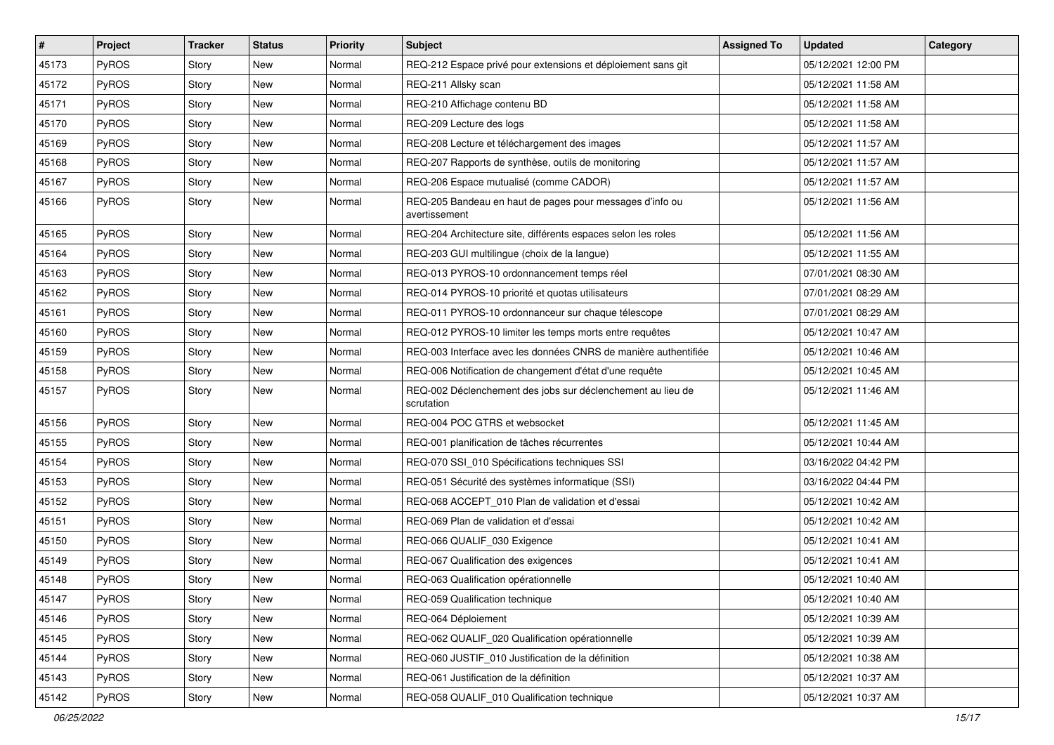| # | Project | Tracker | Status | Priority | Subject | Assigned To | Updated | Category |
|---|---|---|---|---|---|---|---|---|
| 45173 | PyROS | Story | New | Normal | REQ-212 Espace privé pour extensions et déploiement sans git | | 05/12/2021 12:00 PM | |
| 45172 | PyROS | Story | New | Normal | REQ-211 Allsky scan | | 05/12/2021 11:58 AM | |
| 45171 | PyROS | Story | New | Normal | REQ-210 Affichage contenu BD | | 05/12/2021 11:58 AM | |
| 45170 | PyROS | Story | New | Normal | REQ-209 Lecture des logs | | 05/12/2021 11:58 AM | |
| 45169 | PyROS | Story | New | Normal | REQ-208 Lecture et téléchargement des images | | 05/12/2021 11:57 AM | |
| 45168 | PyROS | Story | New | Normal | REQ-207 Rapports de synthèse, outils de monitoring | | 05/12/2021 11:57 AM | |
| 45167 | PyROS | Story | New | Normal | REQ-206 Espace mutualisé (comme CADOR) | | 05/12/2021 11:57 AM | |
| 45166 | PyROS | Story | New | Normal | REQ-205 Bandeau en haut de pages pour messages d'info ou avertissement | | 05/12/2021 11:56 AM | |
| 45165 | PyROS | Story | New | Normal | REQ-204 Architecture site, différents espaces selon les roles | | 05/12/2021 11:56 AM | |
| 45164 | PyROS | Story | New | Normal | REQ-203 GUI multilingue (choix de la langue) | | 05/12/2021 11:55 AM | |
| 45163 | PyROS | Story | New | Normal | REQ-013 PYROS-10 ordonnancement temps réel | | 07/01/2021 08:30 AM | |
| 45162 | PyROS | Story | New | Normal | REQ-014 PYROS-10 priorité et quotas utilisateurs | | 07/01/2021 08:29 AM | |
| 45161 | PyROS | Story | New | Normal | REQ-011 PYROS-10 ordonnanceur sur chaque télescope | | 07/01/2021 08:29 AM | |
| 45160 | PyROS | Story | New | Normal | REQ-012 PYROS-10 limiter les temps morts entre requêtes | | 05/12/2021 10:47 AM | |
| 45159 | PyROS | Story | New | Normal | REQ-003 Interface avec les données CNRS de manière authentifiée | | 05/12/2021 10:46 AM | |
| 45158 | PyROS | Story | New | Normal | REQ-006 Notification de changement d'état d'une requête | | 05/12/2021 10:45 AM | |
| 45157 | PyROS | Story | New | Normal | REQ-002 Déclenchement des jobs sur déclenchement au lieu de scrutation | | 05/12/2021 11:46 AM | |
| 45156 | PyROS | Story | New | Normal | REQ-004 POC GTRS et websocket | | 05/12/2021 11:45 AM | |
| 45155 | PyROS | Story | New | Normal | REQ-001 planification de tâches récurrentes | | 05/12/2021 10:44 AM | |
| 45154 | PyROS | Story | New | Normal | REQ-070 SSI_010 Spécifications techniques SSI | | 03/16/2022 04:42 PM | |
| 45153 | PyROS | Story | New | Normal | REQ-051 Sécurité des systèmes informatique (SSI) | | 03/16/2022 04:44 PM | |
| 45152 | PyROS | Story | New | Normal | REQ-068 ACCEPT_010 Plan de validation et d'essai | | 05/12/2021 10:42 AM | |
| 45151 | PyROS | Story | New | Normal | REQ-069 Plan de validation et d'essai | | 05/12/2021 10:42 AM | |
| 45150 | PyROS | Story | New | Normal | REQ-066 QUALIF_030 Exigence | | 05/12/2021 10:41 AM | |
| 45149 | PyROS | Story | New | Normal | REQ-067 Qualification des exigences | | 05/12/2021 10:41 AM | |
| 45148 | PyROS | Story | New | Normal | REQ-063 Qualification opérationnelle | | 05/12/2021 10:40 AM | |
| 45147 | PyROS | Story | New | Normal | REQ-059 Qualification technique | | 05/12/2021 10:40 AM | |
| 45146 | PyROS | Story | New | Normal | REQ-064 Déploiement | | 05/12/2021 10:39 AM | |
| 45145 | PyROS | Story | New | Normal | REQ-062 QUALIF_020 Qualification opérationnelle | | 05/12/2021 10:39 AM | |
| 45144 | PyROS | Story | New | Normal | REQ-060 JUSTIF_010 Justification de la définition | | 05/12/2021 10:38 AM | |
| 45143 | PyROS | Story | New | Normal | REQ-061 Justification de la définition | | 05/12/2021 10:37 AM | |
| 45142 | PyROS | Story | New | Normal | REQ-058 QUALIF_010 Qualification technique | | 05/12/2021 10:37 AM | |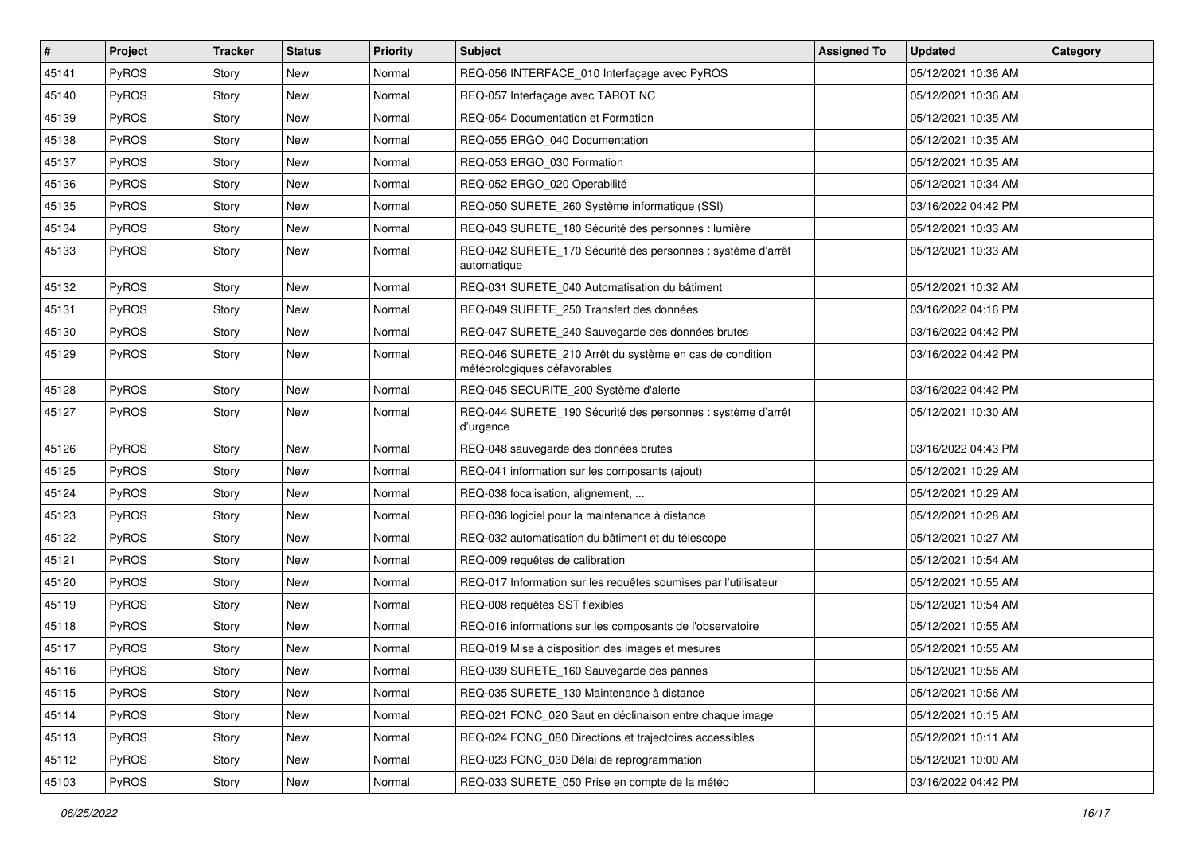| # | Project | Tracker | Status | Priority | Subject | Assigned To | Updated | Category |
|---|---|---|---|---|---|---|---|---|
| 45141 | PyROS | Story | New | Normal | REQ-056 INTERFACE_010 Interfaçage avec PyROS | | 05/12/2021 10:36 AM | |
| 45140 | PyROS | Story | New | Normal | REQ-057 Interfaçage avec TAROT NC | | 05/12/2021 10:36 AM | |
| 45139 | PyROS | Story | New | Normal | REQ-054 Documentation et Formation | | 05/12/2021 10:35 AM | |
| 45138 | PyROS | Story | New | Normal | REQ-055 ERGO_040 Documentation | | 05/12/2021 10:35 AM | |
| 45137 | PyROS | Story | New | Normal | REQ-053 ERGO_030 Formation | | 05/12/2021 10:35 AM | |
| 45136 | PyROS | Story | New | Normal | REQ-052 ERGO_020 Operabilité | | 05/12/2021 10:34 AM | |
| 45135 | PyROS | Story | New | Normal | REQ-050 SURETE_260 Système informatique (SSI) | | 03/16/2022 04:42 PM | |
| 45134 | PyROS | Story | New | Normal | REQ-043 SURETE_180 Sécurité des personnes : lumière | | 05/12/2021 10:33 AM | |
| 45133 | PyROS | Story | New | Normal | REQ-042 SURETE_170 Sécurité des personnes : système d'arrêt automatique | | 05/12/2021 10:33 AM | |
| 45132 | PyROS | Story | New | Normal | REQ-031 SURETE_040 Automatisation du bâtiment | | 05/12/2021 10:32 AM | |
| 45131 | PyROS | Story | New | Normal | REQ-049 SURETE_250 Transfert des données | | 03/16/2022 04:16 PM | |
| 45130 | PyROS | Story | New | Normal | REQ-047 SURETE_240 Sauvegarde des données brutes | | 03/16/2022 04:42 PM | |
| 45129 | PyROS | Story | New | Normal | REQ-046 SURETE_210 Arrêt du système en cas de condition météorologiques défavorables | | 03/16/2022 04:42 PM | |
| 45128 | PyROS | Story | New | Normal | REQ-045 SECURITE_200 Système d'alerte | | 03/16/2022 04:42 PM | |
| 45127 | PyROS | Story | New | Normal | REQ-044 SURETE_190 Sécurité des personnes : système d'arrêt d'urgence | | 05/12/2021 10:30 AM | |
| 45126 | PyROS | Story | New | Normal | REQ-048 sauvegarde des données brutes | | 03/16/2022 04:43 PM | |
| 45125 | PyROS | Story | New | Normal | REQ-041 information sur les composants (ajout) | | 05/12/2021 10:29 AM | |
| 45124 | PyROS | Story | New | Normal | REQ-038 focalisation, alignement, ... | | 05/12/2021 10:29 AM | |
| 45123 | PyROS | Story | New | Normal | REQ-036 logiciel pour la maintenance à distance | | 05/12/2021 10:28 AM | |
| 45122 | PyROS | Story | New | Normal | REQ-032 automatisation du bâtiment et du télescope | | 05/12/2021 10:27 AM | |
| 45121 | PyROS | Story | New | Normal | REQ-009 requêtes de calibration | | 05/12/2021 10:54 AM | |
| 45120 | PyROS | Story | New | Normal | REQ-017 Information sur les requêtes soumises par l'utilisateur | | 05/12/2021 10:55 AM | |
| 45119 | PyROS | Story | New | Normal | REQ-008 requêtes SST flexibles | | 05/12/2021 10:54 AM | |
| 45118 | PyROS | Story | New | Normal | REQ-016 informations sur les composants de l'observatoire | | 05/12/2021 10:55 AM | |
| 45117 | PyROS | Story | New | Normal | REQ-019 Mise à disposition des images et mesures | | 05/12/2021 10:55 AM | |
| 45116 | PyROS | Story | New | Normal | REQ-039 SURETE_160 Sauvegarde des pannes | | 05/12/2021 10:56 AM | |
| 45115 | PyROS | Story | New | Normal | REQ-035 SURETE_130 Maintenance à distance | | 05/12/2021 10:56 AM | |
| 45114 | PyROS | Story | New | Normal | REQ-021 FONC_020 Saut en déclinaison entre chaque image | | 05/12/2021 10:15 AM | |
| 45113 | PyROS | Story | New | Normal | REQ-024 FONC_080 Directions et trajectoires accessibles | | 05/12/2021 10:11 AM | |
| 45112 | PyROS | Story | New | Normal | REQ-023 FONC_030 Délai de reprogrammation | | 05/12/2021 10:00 AM | |
| 45103 | PyROS | Story | New | Normal | REQ-033 SURETE_050 Prise en compte de la météo | | 03/16/2022 04:42 PM | |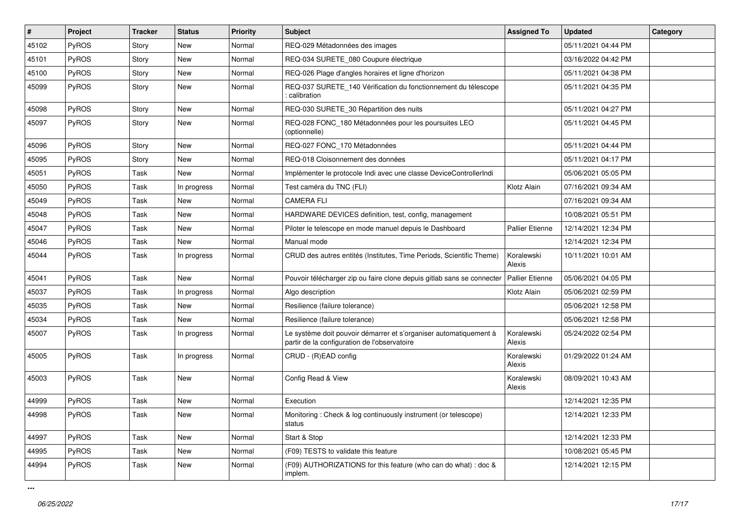| # | Project | Tracker | Status | Priority | Subject | Assigned To | Updated | Category |
|---|---|---|---|---|---|---|---|---|
| 45102 | PyROS | Story | New | Normal | REQ-029 Métadonnées des images | | 05/11/2021 04:44 PM | |
| 45101 | PyROS | Story | New | Normal | REQ-034 SURETE_080 Coupure électrique | | 03/16/2022 04:42 PM | |
| 45100 | PyROS | Story | New | Normal | REQ-026 Plage d'angles horaires et ligne d'horizon | | 05/11/2021 04:38 PM | |
| 45099 | PyROS | Story | New | Normal | REQ-037 SURETE_140 Vérification du fonctionnement du télescope : calibration | | 05/11/2021 04:35 PM | |
| 45098 | PyROS | Story | New | Normal | REQ-030 SURETE_30 Répartition des nuits | | 05/11/2021 04:27 PM | |
| 45097 | PyROS | Story | New | Normal | REQ-028 FONC_180 Métadonnées pour les poursuites LEO (optionnelle) | | 05/11/2021 04:45 PM | |
| 45096 | PyROS | Story | New | Normal | REQ-027 FONC_170 Métadonnées | | 05/11/2021 04:44 PM | |
| 45095 | PyROS | Story | New | Normal | REQ-018 Cloisonnement des données | | 05/11/2021 04:17 PM | |
| 45051 | PyROS | Task | New | Normal | Implémenter le protocole Indi avec une classe DeviceControllerIndi | | 05/06/2021 05:05 PM | |
| 45050 | PyROS | Task | In progress | Normal | Test caméra du TNC (FLI) | Klotz Alain | 07/16/2021 09:34 AM | |
| 45049 | PyROS | Task | New | Normal | CAMERA FLI | | 07/16/2021 09:34 AM | |
| 45048 | PyROS | Task | New | Normal | HARDWARE DEVICES definition, test, config, management | | 10/08/2021 05:51 PM | |
| 45047 | PyROS | Task | New | Normal | Piloter le telescope en mode manuel depuis le Dashboard | Pallier Etienne | 12/14/2021 12:34 PM | |
| 45046 | PyROS | Task | New | Normal | Manual mode | | 12/14/2021 12:34 PM | |
| 45044 | PyROS | Task | In progress | Normal | CRUD des autres entités (Institutes, Time Periods, Scientific Theme) | Koralewski Alexis | 10/11/2021 10:01 AM | |
| 45041 | PyROS | Task | New | Normal | Pouvoir télécharger zip ou faire clone depuis gitlab sans se connecter | Pallier Etienne | 05/06/2021 04:05 PM | |
| 45037 | PyROS | Task | In progress | Normal | Algo description | Klotz Alain | 05/06/2021 02:59 PM | |
| 45035 | PyROS | Task | New | Normal | Resilience (failure tolerance) | | 05/06/2021 12:58 PM | |
| 45034 | PyROS | Task | New | Normal | Resilience (failure tolerance) | | 05/06/2021 12:58 PM | |
| 45007 | PyROS | Task | In progress | Normal | Le système doit pouvoir démarrer et s'organiser automatiquement à partir de la configuration de l'observatoire | Koralewski Alexis | 05/24/2022 02:54 PM | |
| 45005 | PyROS | Task | In progress | Normal | CRUD - (R)EAD config | Koralewski Alexis | 01/29/2022 01:24 AM | |
| 45003 | PyROS | Task | New | Normal | Config Read & View | Koralewski Alexis | 08/09/2021 10:43 AM | |
| 44999 | PyROS | Task | New | Normal | Execution | | 12/14/2021 12:35 PM | |
| 44998 | PyROS | Task | New | Normal | Monitoring : Check & log continuously instrument (or telescope) status | | 12/14/2021 12:33 PM | |
| 44997 | PyROS | Task | New | Normal | Start & Stop | | 12/14/2021 12:33 PM | |
| 44995 | PyROS | Task | New | Normal | (F09) TESTS to validate this feature | | 10/08/2021 05:45 PM | |
| 44994 | PyROS | Task | New | Normal | (F09) AUTHORIZATIONS for this feature (who can do what) : doc & implem. | | 12/14/2021 12:15 PM | |

...